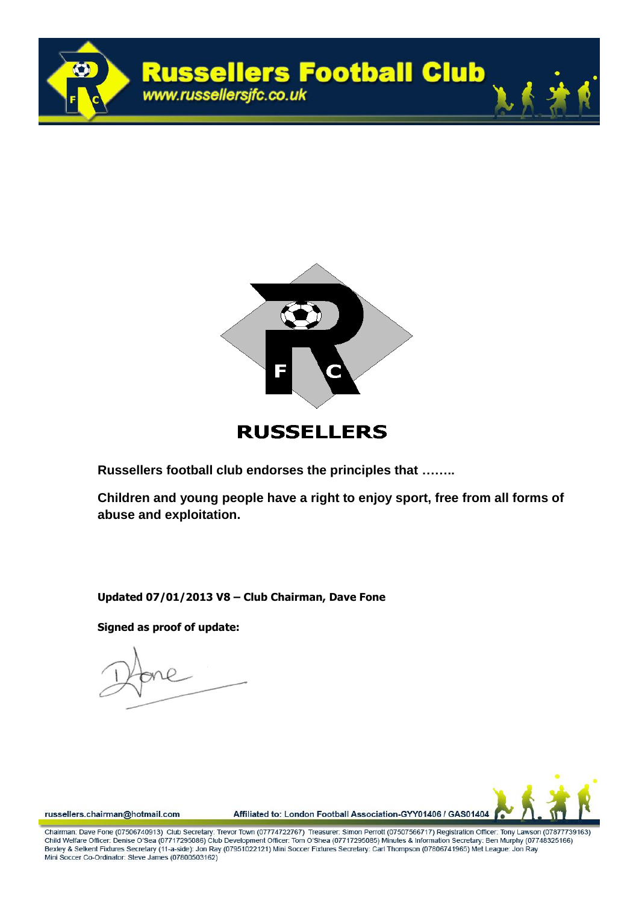# Russellers Football Club

www.russellersjfc.co.uk

**RUSSELLERS**

**Russellers football club endorses the principles that ……..**

**Children and young people have a right to enjoy sport, free from all forms of abuse and exploitation.**

**Updated 07/01/2013 V8 – Club Chairman, Dave Fone**

**Signed as proof of update:**

russellers.chairman@hotmail.com

Affiliated to: London Football Association-GYY01406 / GAS01404

Chairman: Dave Fone (07506740913) Club Secretary: Trevor Town (07774722767) Treasurer: Simon Perrott (07507566717) Registration Officer: Tony Lawson (07877739163) Child Welfare Officer: Denise O'Sea (07717295086) Club Development Officer: Tom O'Shea (07717295085) Minutes & Information Secretary: Ben Murphy (07748325166) Bexley & Selkent Fixtures Secretary (11-a-side): Jon Ray (07951022121) Mini Soccer Fixtures Secretary: Carl Thompson (07806741965) Met League: Jon Ray Mini Soccer Co-Ordinator: Steve James (07800503162)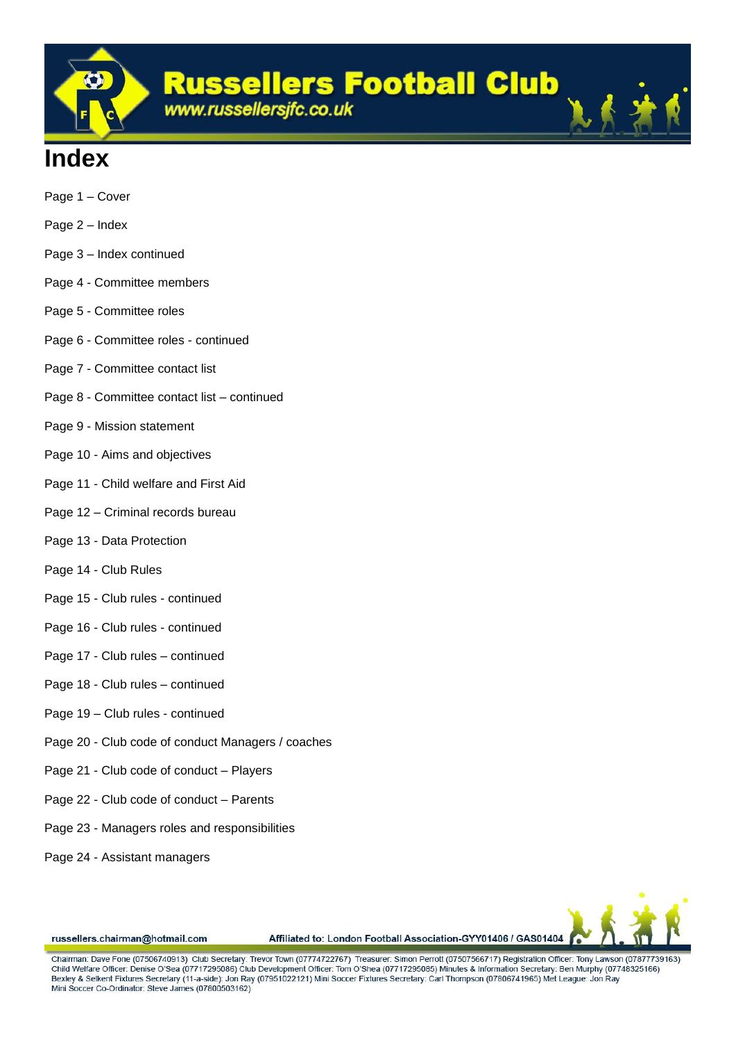# Index

Page 1 – Cover

Page 2 – Index

Page 3 – Index continued

Page 4 - Committee members

Page 5 - Committee roles

Page 6 - Committee roles - continued

Page 7 - Committee contact list

Page 8 - Committee contact list – continued

Page 9 - Mission statement

Page 10 - Aims and objectives

Page 11 - Child welfare and First Aid

Page 12 – Criminal records bureau

Page 13 - Data Protection

Page 14 - Club Rules

Page 15 - Club rules - continued

Page 16 - Club rules - continued

Page 17 - Club rules – continued

Page 18 - Club rules – continued

Page 19 – Club rules - continued

Page 20 - Club code of conduct Managers / coaches

Page 21 - Club code of conduct – Players

Page 22 - Club code of conduct – Parents

Page 23 - Managers roles and responsibilities

Page 24 - Assistant managers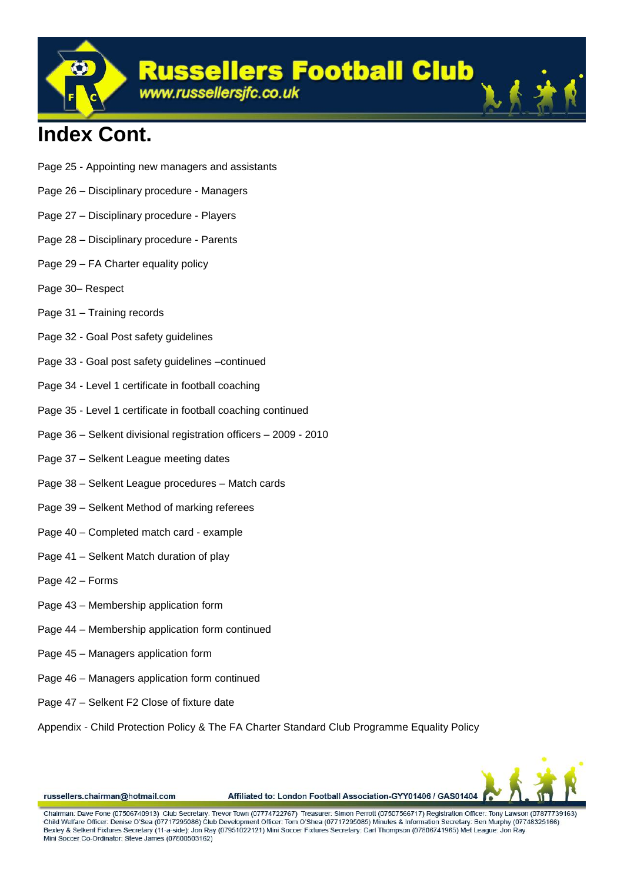# Index Cont.

Page 25 - Appointing new managers and assistants

Page 26 – Disciplinary procedure - Managers

Page 27 – Disciplinary procedure - Players

Page 28 – Disciplinary procedure - Parents

Page 29 – FA Charter equality policy

Page 30– Respect

Page 31 – Training records

Page 32 - Goal Post safety guidelines

Page 33 - Goal post safety guidelines –continued

Page 34 - Level 1 certificate in football coaching

Page 35 - Level 1 certificate in football coaching continued

Page 36 – Selkent divisional registration officers – 2009 - 2010

Page 37 – Selkent League meeting dates

Page 38 – Selkent League procedures – Match cards

Page 39 – Selkent Method of marking referees

Page 40 – Completed match card - example

Page 41 – Selkent Match duration of play

Page 42 – Forms

Page 43 – Membership application form

Page 44 – Membership application form continued

Page 45 – Managers application form

Page 46 – Managers application form continued

Page 47 – Selkent F2 Close of fixture date

Appendix - Child Protection Policy & The FA Charter Standard Club Programme Equality Policy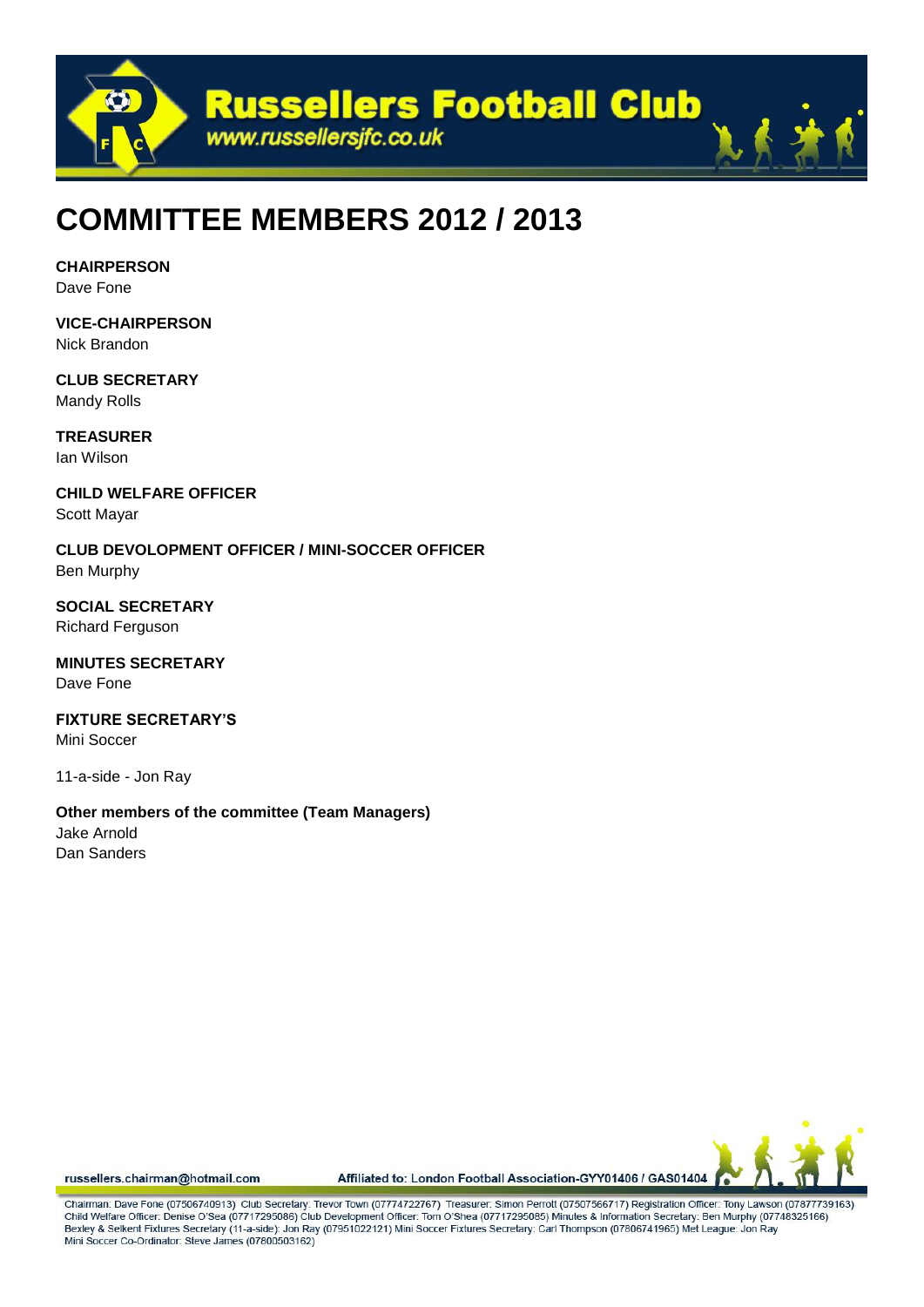# COMMITTEE MEMBERS 2012 / 2013

**CHAIRPERSON**
Dave Fone

**VICE-CHAIRPERSON**
Nick Brandon

**CLUB SECRETARY**
Mandy Rolls

**TREASURER**
Ian Wilson

**CHILD WELFARE OFFICER**
Scott Mayar

**CLUB DEVOLOPMENT OFFICER / MINI-SOCCER OFFICER**
Ben Murphy

**SOCIAL SECRETARY**
Richard Ferguson

**MINUTES SECRETARY**
Dave Fone

**FIXTURE SECRETARY'S**
Mini Soccer

11-a-side - Jon Ray

**Other members of the committee (Team Managers)**
Jake Arnold
Dan Sanders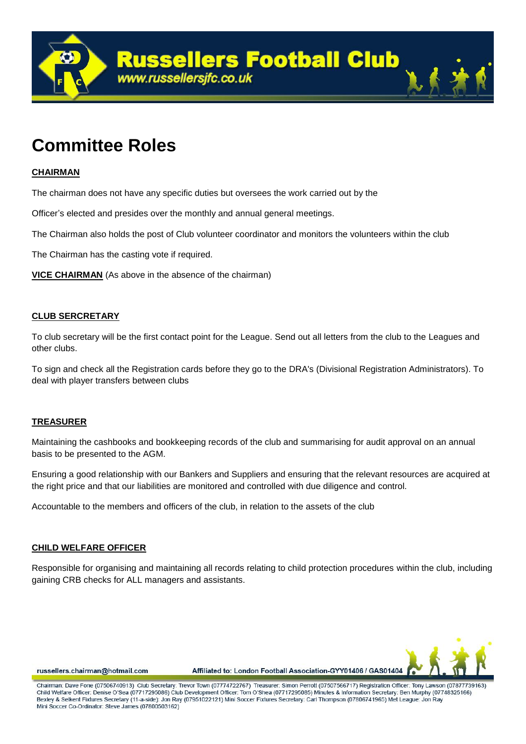# Committee Roles

**CHAIRMAN**

The chairman does not have any specific duties but oversees the work carried out by the

Officer's elected and presides over the monthly and annual general meetings.

The Chairman also holds the post of Club volunteer coordinator and monitors the volunteers within the club

The Chairman has the casting vote if required.

**VICE CHAIRMAN** (As above in the absence of the chairman)

**CLUB SERCRETARY**

To club secretary will be the first contact point for the League. Send out all letters from the club to the Leagues and other clubs.

To sign and check all the Registration cards before they go to the DRA's (Divisional Registration Administrators). To deal with player transfers between clubs

**TREASURER**

Maintaining the cashbooks and bookkeeping records of the club and summarising for audit approval on an annual basis to be presented to the AGM.

Ensuring a good relationship with our Bankers and Suppliers and ensuring that the relevant resources are acquired at the right price and that our liabilities are monitored and controlled with due diligence and control.

Accountable to the members and officers of the club, in relation to the assets of the club

**CHILD WELFARE OFFICER**

Responsible for organising and maintaining all records relating to child protection procedures within the club, including gaining CRB checks for ALL managers and assistants.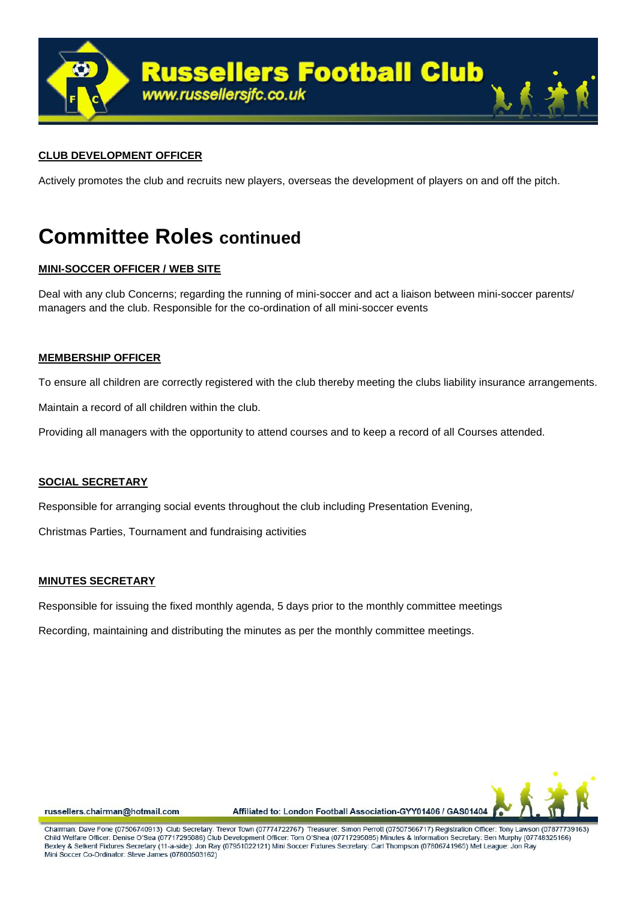### CLUB DEVELOPMENT OFFICER

Actively promotes the club and recruits new players, overseas the development of players on and off the pitch.

# Committee Roles continued

### MINI-SOCCER OFFICER / WEB SITE

Deal with any club Concerns; regarding the running of mini-soccer and act a liaison between mini-soccer parents/ managers and the club. Responsible for the co-ordination of all mini-soccer events

### MEMBERSHIP OFFICER

To ensure all children are correctly registered with the club thereby meeting the clubs liability insurance arrangements.

Maintain a record of all children within the club.

Providing all managers with the opportunity to attend courses and to keep a record of all Courses attended.

### SOCIAL SECRETARY

Responsible for arranging social events throughout the club including Presentation Evening,

Christmas Parties, Tournament and fundraising activities

### MINUTES SECRETARY

Responsible for issuing the fixed monthly agenda, 5 days prior to the monthly committee meetings

Recording, maintaining and distributing the minutes as per the monthly committee meetings.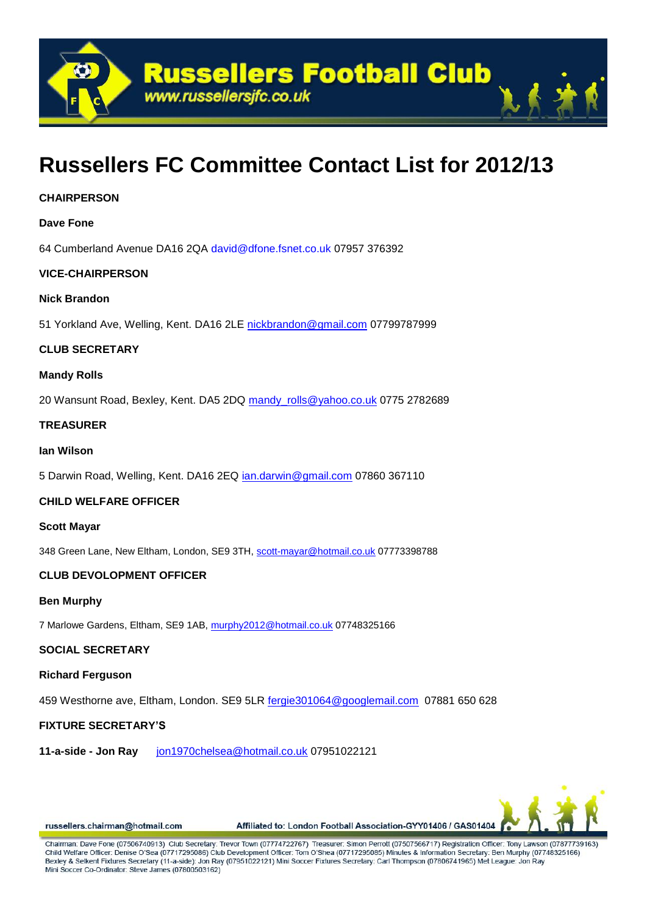# Russellers FC Committee Contact List for 2012/13

**CHAIRPERSON**

**Dave Fone**

64 Cumberland Avenue DA16 2QA david@dfone.fsnet.co.uk 07957 376392

**VICE-CHAIRPERSON**

**Nick Brandon**

51 Yorkland Ave, Welling, Kent. DA16 2LE nickbrandon@gmail.com 07799787999

**CLUB SECRETARY**

**Mandy Rolls**

20 Wansunt Road, Bexley, Kent. DA5 2DQ mandy_rolls@yahoo.co.uk 0775 2782689

**TREASURER**

**Ian Wilson**

5 Darwin Road, Welling, Kent. DA16 2EQ ian.darwin@gmail.com 07860 367110

**CHILD WELFARE OFFICER**

**Scott Mayar**

348 Green Lane, New Eltham, London, SE9 3TH, scott-mayar@hotmail.co.uk 07773398788

**CLUB DEVOLOPMENT OFFICER**

**Ben Murphy**

7 Marlowe Gardens, Eltham, SE9 1AB, murphy2012@hotmail.co.uk 07748325166

**SOCIAL SECRETARY**

**Richard Ferguson**

459 Westhorne ave, Eltham, London. SE9 5LR fergie301064@googlemail.com 07881 650 628

**FIXTURE SECRETARY'S**

**11-a-side - Jon Ray** jon1970chelsea@hotmail.co.uk 07951022121

russellers.chairman@hotmail.com Affiliated to: London Football Association-GYY01406 / GAS01404

Chairman: Dave Fone (07506740913) Club Secretary: Trevor Town (07774722767) Treasurer: Simon Perrott (07507566717) Registration Officer: Tony Lawson (07877739163) Child Welfare Officer: Denise O'Sea (07717295086) Club Development Officer: Tom O'Shea (07717295085) Minutes & Information Secretary: Ben Murphy (07748325166) Bexley & Selkent Fixtures Secretary (11-a-side): Jon Ray (07951022121) Mini Soccer Fixtures Secretary: Carl Thompson (07806741965) Met League: Jon Ray Mini Soccer Co-Ordinator: Steve James (07800503162)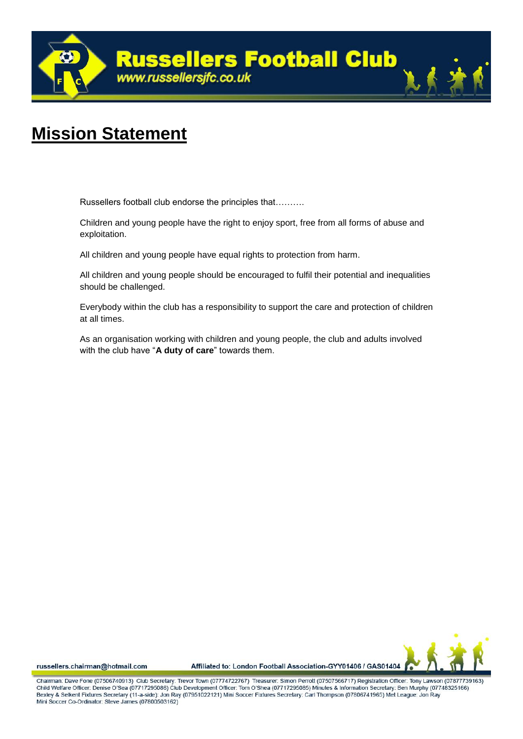# Mission Statement

Russellers football club endorse the principles that……….

Children and young people have the right to enjoy sport, free from all forms of abuse and exploitation.

All children and young people have equal rights to protection from harm.

All children and young people should be encouraged to fulfil their potential and inequalities should be challenged.

Everybody within the club has a responsibility to support the care and protection of children at all times.

As an organisation working with children and young people, the club and adults involved with the club have "**A duty of care**" towards them.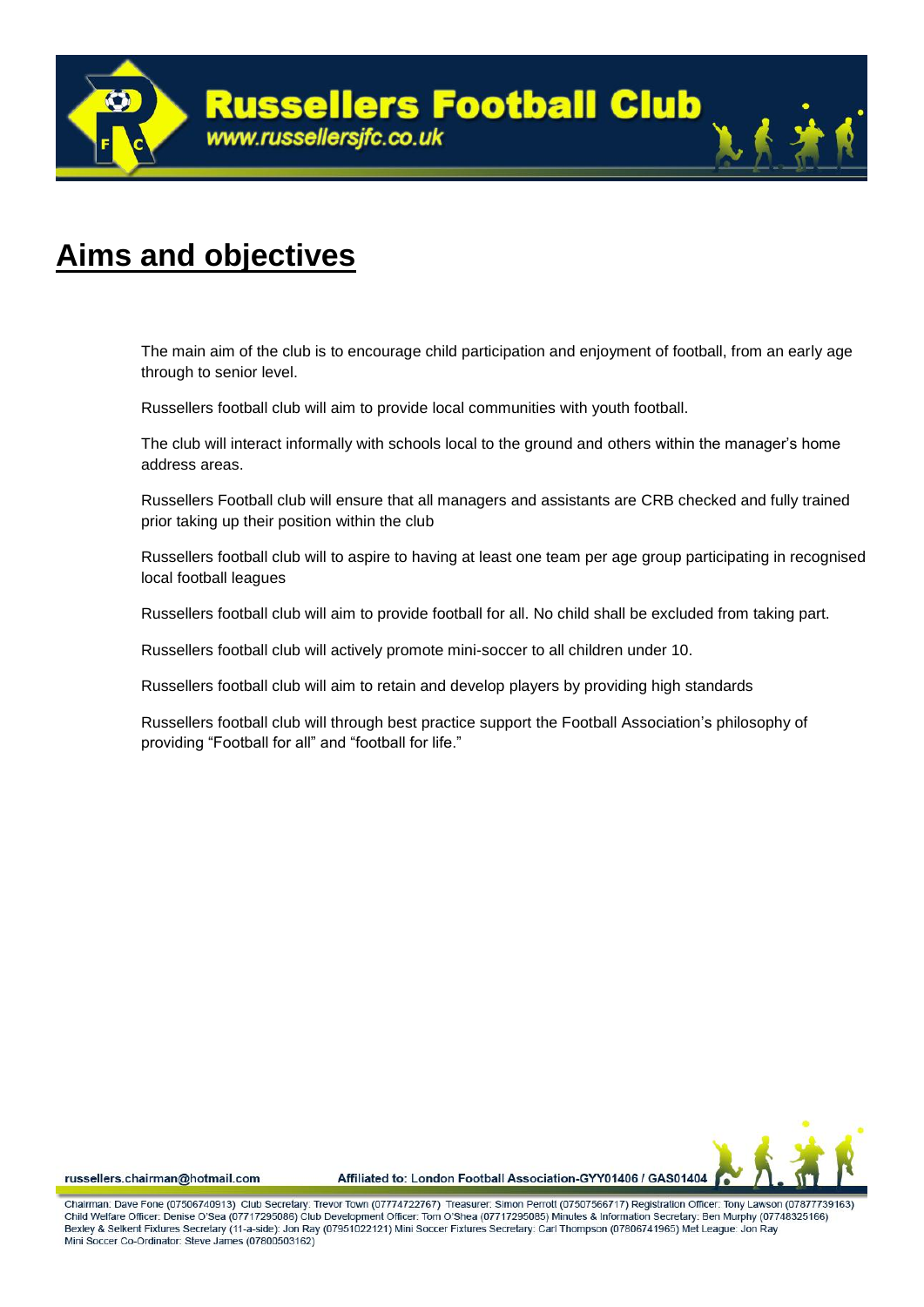# Aims and objectives

The main aim of the club is to encourage child participation and enjoyment of football, from an early age through to senior level.

Russellers football club will aim to provide local communities with youth football.

The club will interact informally with schools local to the ground and others within the manager's home address areas.

Russellers Football club will ensure that all managers and assistants are CRB checked and fully trained prior taking up their position within the club

Russellers football club will to aspire to having at least one team per age group participating in recognised local football leagues

Russellers football club will aim to provide football for all. No child shall be excluded from taking part.

Russellers football club will actively promote mini-soccer to all children under 10.

Russellers football club will aim to retain and develop players by providing high standards

Russellers football club will through best practice support the Football Association's philosophy of providing "Football for all" and "football for life."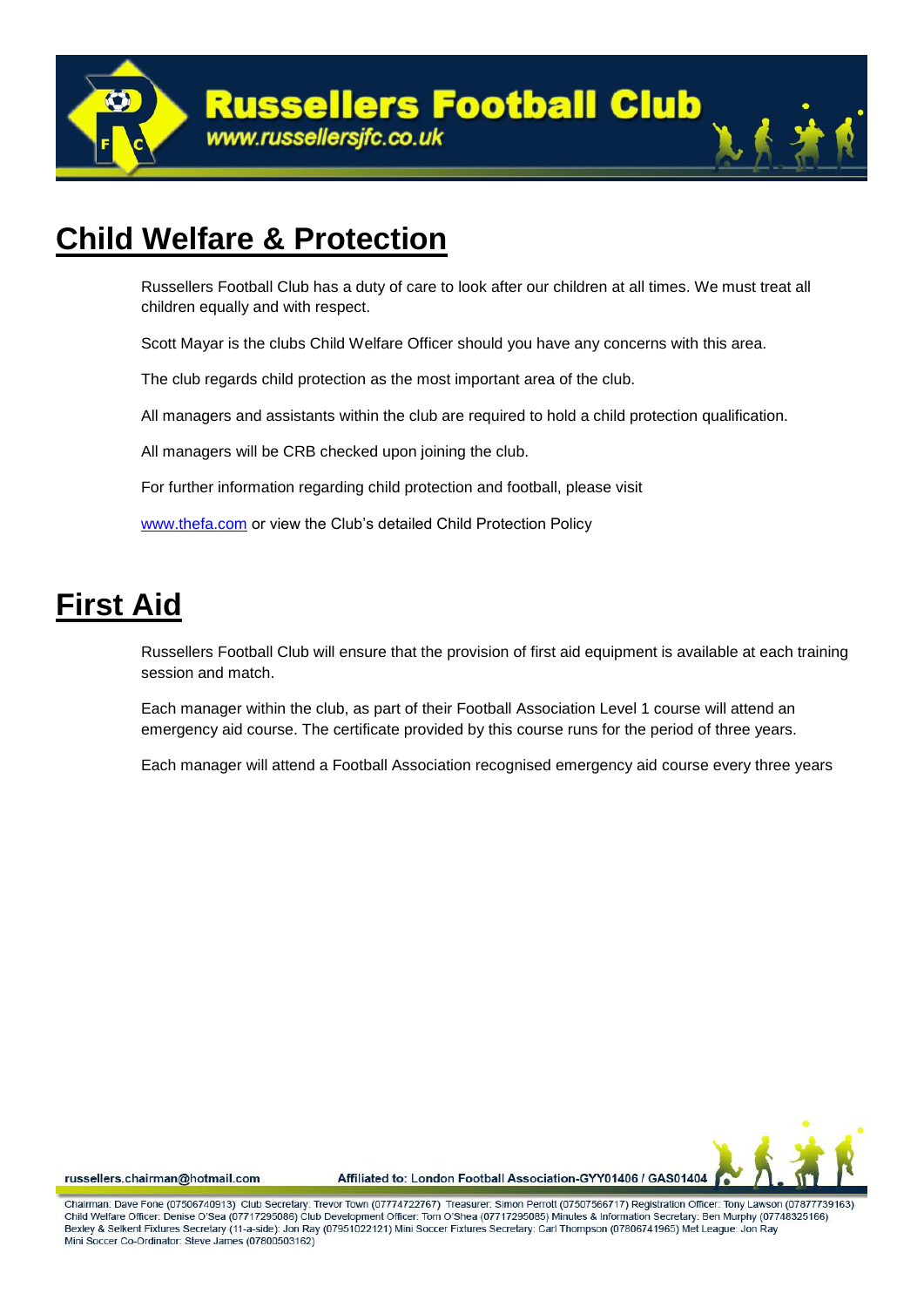# Child Welfare & Protection

Russellers Football Club has a duty of care to look after our children at all times. We must treat all children equally and with respect.

Scott Mayar is the clubs Child Welfare Officer should you have any concerns with this area.

The club regards child protection as the most important area of the club.

All managers and assistants within the club are required to hold a child protection qualification.

All managers will be CRB checked upon joining the club.

For further information regarding child protection and football, please visit

www.thefa.com or view the Club's detailed Child Protection Policy

# First Aid

Russellers Football Club will ensure that the provision of first aid equipment is available at each training session and match.

Each manager within the club, as part of their Football Association Level 1 course will attend an emergency aid course. The certificate provided by this course runs for the period of three years.

Each manager will attend a Football Association recognised emergency aid course every three years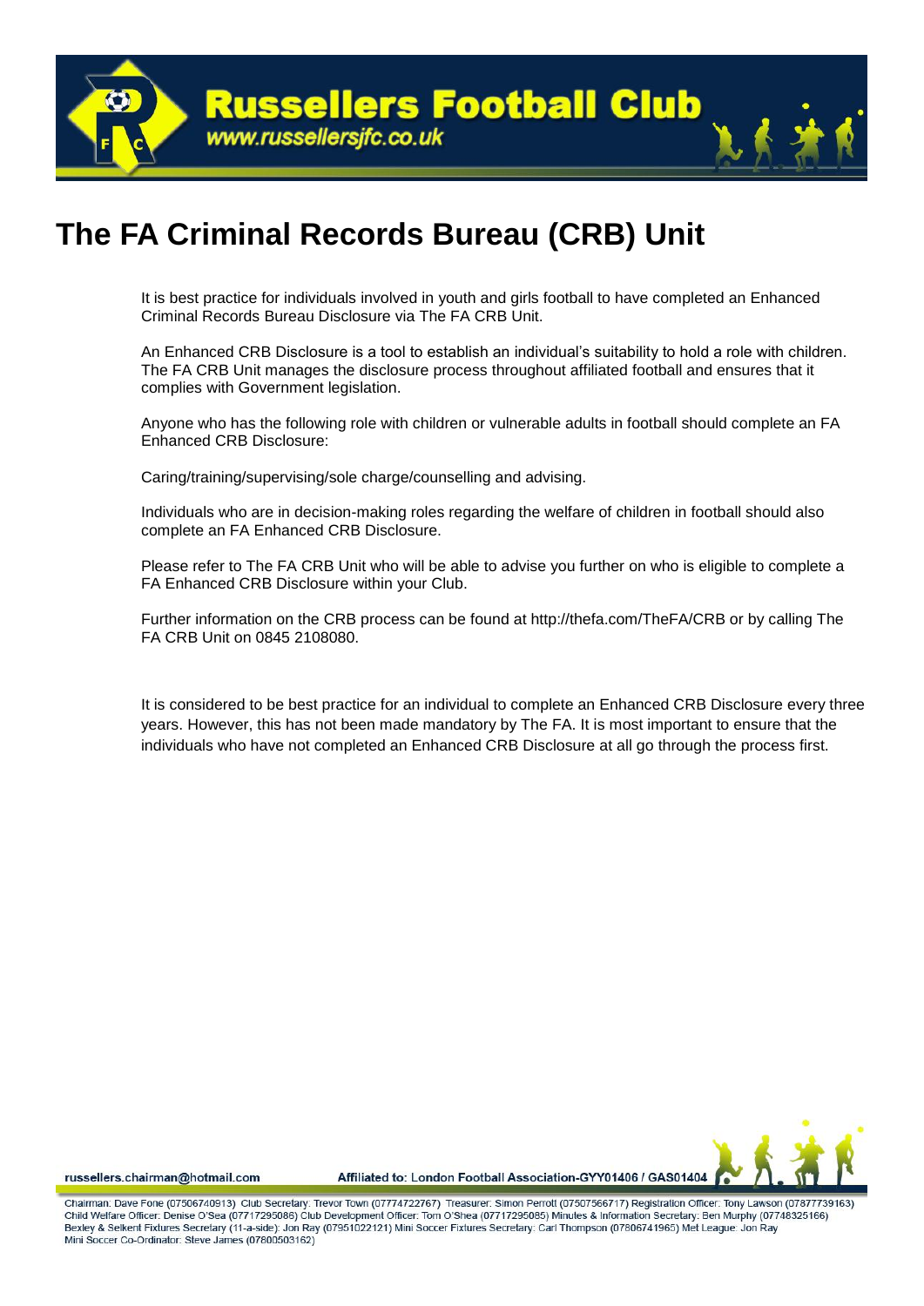# The FA Criminal Records Bureau (CRB) Unit

It is best practice for individuals involved in youth and girls football to have completed an Enhanced Criminal Records Bureau Disclosure via The FA CRB Unit.

An Enhanced CRB Disclosure is a tool to establish an individual's suitability to hold a role with children. The FA CRB Unit manages the disclosure process throughout affiliated football and ensures that it complies with Government legislation.

Anyone who has the following role with children or vulnerable adults in football should complete an FA Enhanced CRB Disclosure:

Caring/training/supervising/sole charge/counselling and advising.

Individuals who are in decision-making roles regarding the welfare of children in football should also complete an FA Enhanced CRB Disclosure.

Please refer to The FA CRB Unit who will be able to advise you further on who is eligible to complete a FA Enhanced CRB Disclosure within your Club.

Further information on the CRB process can be found at http://thefa.com/TheFA/CRB or by calling The FA CRB Unit on 0845 2108080.

It is considered to be best practice for an individual to complete an Enhanced CRB Disclosure every three years. However, this has not been made mandatory by The FA. It is most important to ensure that the individuals who have not completed an Enhanced CRB Disclosure at all go through the process first.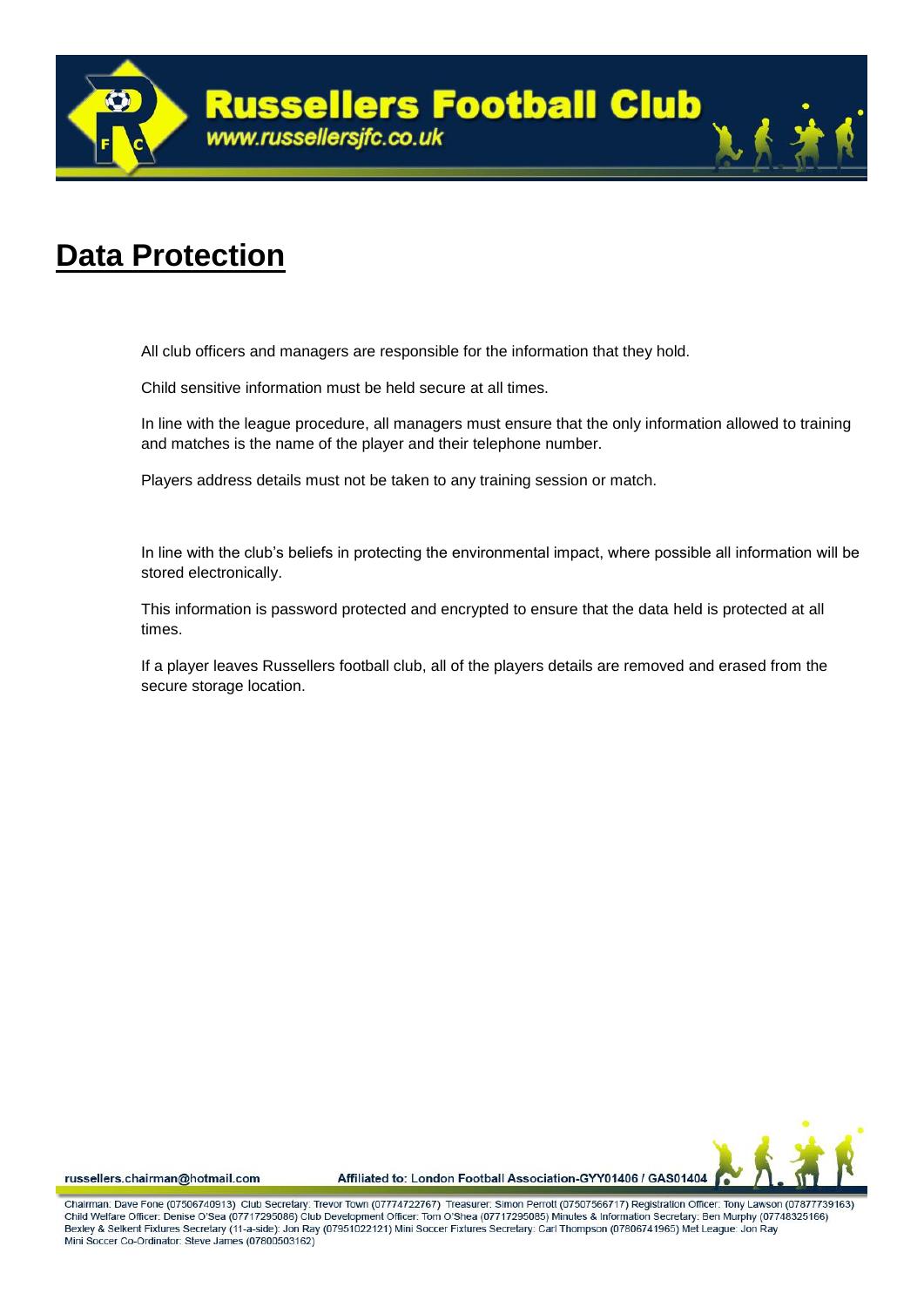# Data Protection

All club officers and managers are responsible for the information that they hold.

Child sensitive information must be held secure at all times.

In line with the league procedure, all managers must ensure that the only information allowed to training and matches is the name of the player and their telephone number.

Players address details must not be taken to any training session or match.

In line with the club's beliefs in protecting the environmental impact, where possible all information will be stored electronically.

This information is password protected and encrypted to ensure that the data held is protected at all times.

If a player leaves Russellers football club, all of the players details are removed and erased from the secure storage location.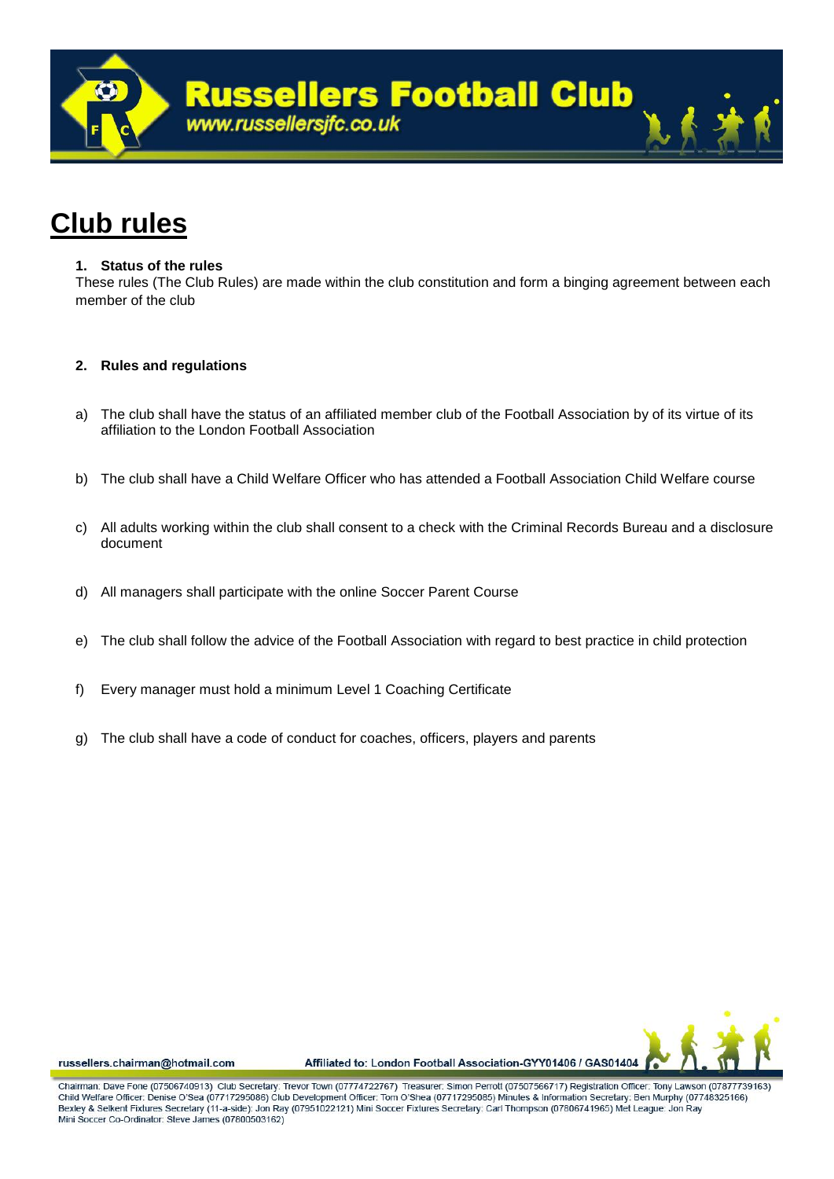# Club rules

**1. Status of the rules**

These rules (The Club Rules) are made within the club constitution and form a binging agreement between each member of the club

**2. Rules and regulations**

a) The club shall have the status of an affiliated member club of the Football Association by of its virtue of its affiliation to the London Football Association

b) The club shall have a Child Welfare Officer who has attended a Football Association Child Welfare course

c) All adults working within the club shall consent to a check with the Criminal Records Bureau and a disclosure document

d) All managers shall participate with the online Soccer Parent Course

e) The club shall follow the advice of the Football Association with regard to best practice in child protection

f) Every manager must hold a minimum Level 1 Coaching Certificate

g) The club shall have a code of conduct for coaches, officers, players and parents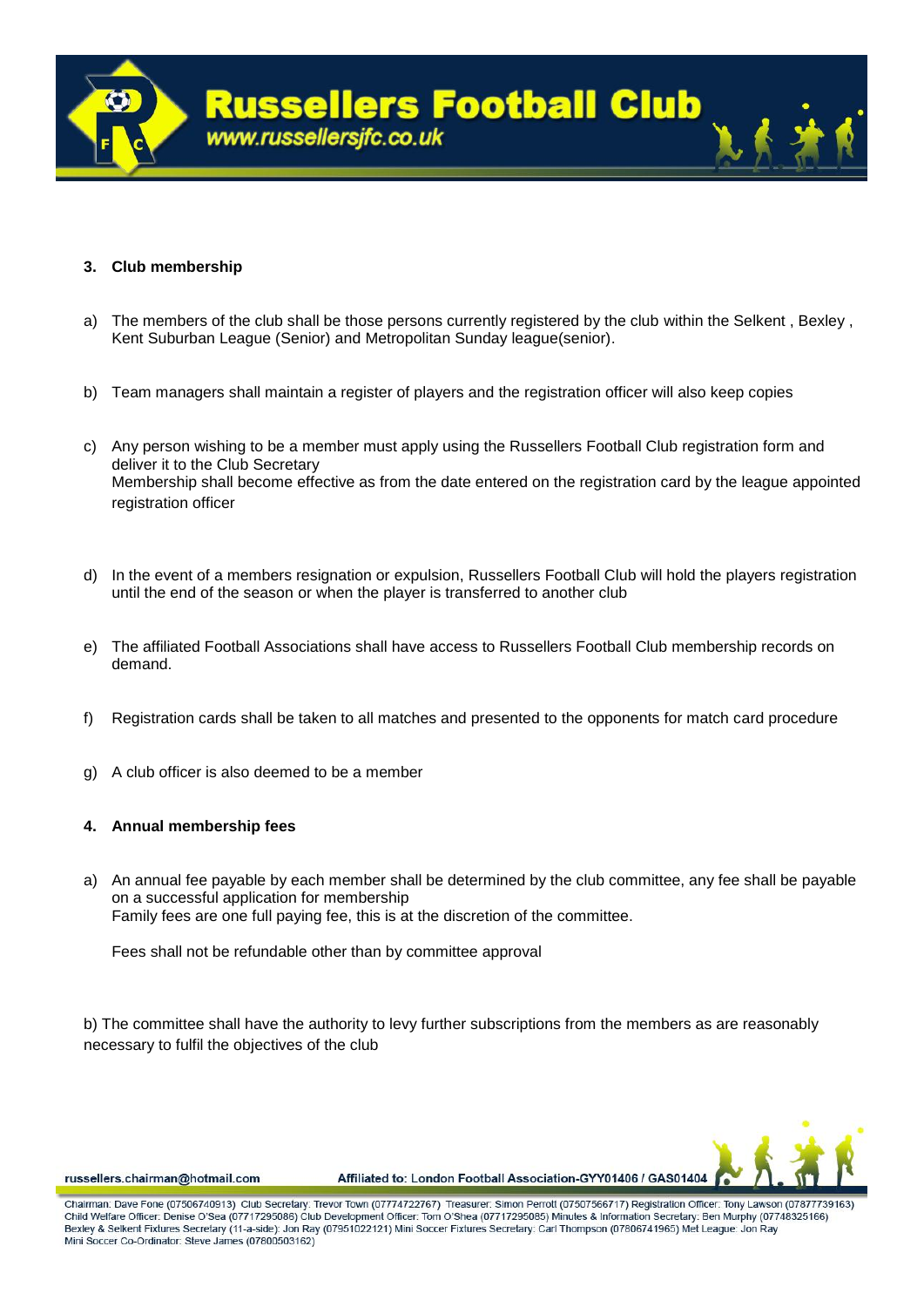### 3. Club membership

a) The members of the club shall be those persons currently registered by the club within the Selkent , Bexley , Kent Suburban League (Senior) and Metropolitan Sunday league(senior).

b) Team managers shall maintain a register of players and the registration officer will also keep copies

c) Any person wishing to be a member must apply using the Russellers Football Club registration form and deliver it to the Club Secretary
Membership shall become effective as from the date entered on the registration card by the league appointed registration officer

d) In the event of a members resignation or expulsion, Russellers Football Club will hold the players registration until the end of the season or when the player is transferred to another club

e) The affiliated Football Associations shall have access to Russellers Football Club membership records on demand.

f) Registration cards shall be taken to all matches and presented to the opponents for match card procedure

g) A club officer is also deemed to be a member

### 4. Annual membership fees

a) An annual fee payable by each member shall be determined by the club committee, any fee shall be payable on a successful application for membership
Family fees are one full paying fee, this is at the discretion of the committee.

Fees shall not be refundable other than by committee approval

b) The committee shall have the authority to levy further subscriptions from the members as are reasonably necessary to fulfil the objectives of the club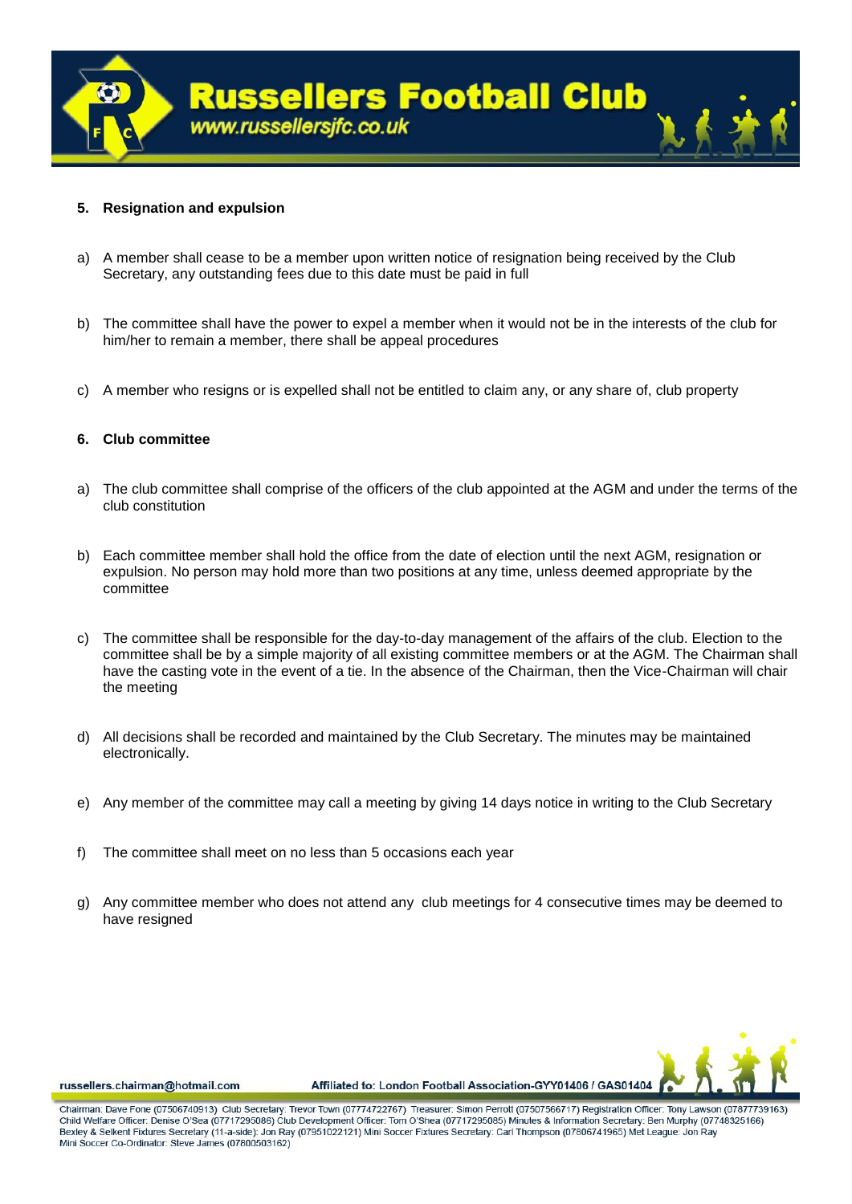## 5. Resignation and expulsion

a) A member shall cease to be a member upon written notice of resignation being received by the Club Secretary, any outstanding fees due to this date must be paid in full

b) The committee shall have the power to expel a member when it would not be in the interests of the club for him/her to remain a member, there shall be appeal procedures

c) A member who resigns or is expelled shall not be entitled to claim any, or any share of, club property

## 6. Club committee

a) The club committee shall comprise of the officers of the club appointed at the AGM and under the terms of the club constitution

b) Each committee member shall hold the office from the date of election until the next AGM, resignation or expulsion. No person may hold more than two positions at any time, unless deemed appropriate by the committee

c) The committee shall be responsible for the day-to-day management of the affairs of the club. Election to the committee shall be by a simple majority of all existing committee members or at the AGM. The Chairman shall have the casting vote in the event of a tie. In the absence of the Chairman, then the Vice-Chairman will chair the meeting

d) All decisions shall be recorded and maintained by the Club Secretary. The minutes may be maintained electronically.

e) Any member of the committee may call a meeting by giving 14 days notice in writing to the Club Secretary

f) The committee shall meet on no less than 5 occasions each year

g) Any committee member who does not attend any club meetings for 4 consecutive times may be deemed to have resigned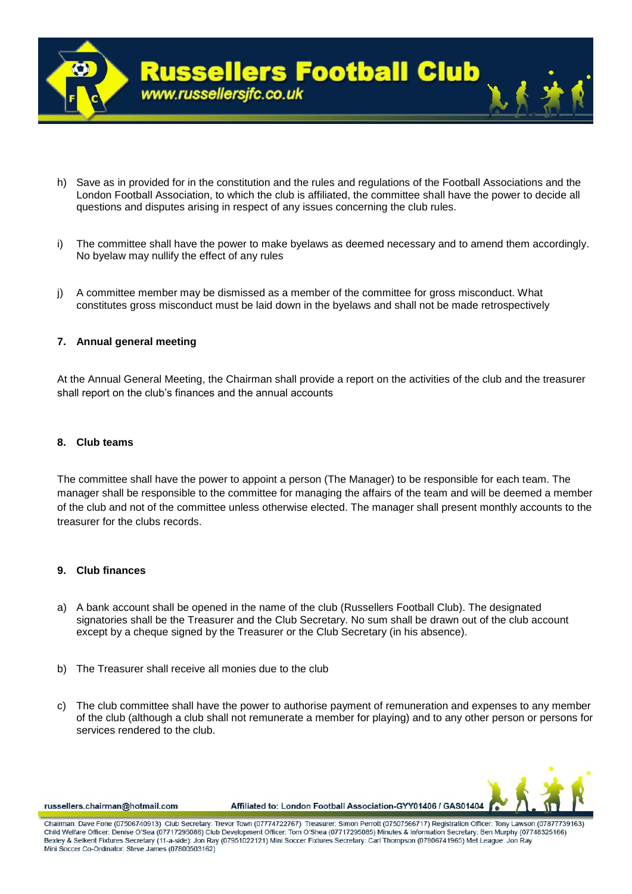h) Save as in provided for in the constitution and the rules and regulations of the Football Associations and the London Football Association, to which the club is affiliated, the committee shall have the power to decide all questions and disputes arising in respect of any issues concerning the club rules.

i) The committee shall have the power to make byelaws as deemed necessary and to amend them accordingly. No byelaw may nullify the effect of any rules

j) A committee member may be dismissed as a member of the committee for gross misconduct. What constitutes gross misconduct must be laid down in the byelaws and shall not be made retrospectively

**7. Annual general meeting**

At the Annual General Meeting, the Chairman shall provide a report on the activities of the club and the treasurer shall report on the club's finances and the annual accounts

**8. Club teams**

The committee shall have the power to appoint a person (The Manager) to be responsible for each team. The manager shall be responsible to the committee for managing the affairs of the team and will be deemed a member of the club and not of the committee unless otherwise elected. The manager shall present monthly accounts to the treasurer for the clubs records.

**9. Club finances**

a) A bank account shall be opened in the name of the club (Russellers Football Club). The designated signatories shall be the Treasurer and the Club Secretary. No sum shall be drawn out of the club account except by a cheque signed by the Treasurer or the Club Secretary (in his absence).

b) The Treasurer shall receive all monies due to the club

c) The club committee shall have the power to authorise payment of remuneration and expenses to any member of the club (although a club shall not remunerate a member for playing) and to any other person or persons for services rendered to the club.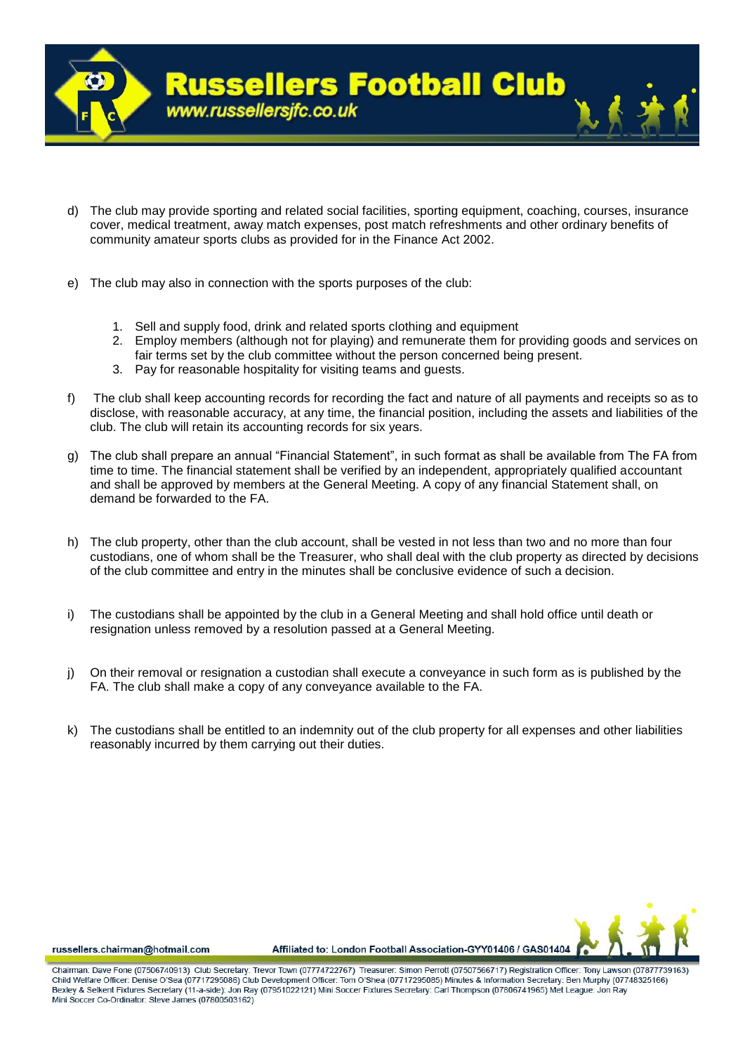d) The club may provide sporting and related social facilities, sporting equipment, coaching, courses, insurance cover, medical treatment, away match expenses, post match refreshments and other ordinary benefits of community amateur sports clubs as provided for in the Finance Act 2002.

e) The club may also in connection with the sports purposes of the club:

   1. Sell and supply food, drink and related sports clothing and equipment
   2. Employ members (although not for playing) and remunerate them for providing goods and services on fair terms set by the club committee without the person concerned being present.
   3. Pay for reasonable hospitality for visiting teams and guests.

f) The club shall keep accounting records for recording the fact and nature of all payments and receipts so as to disclose, with reasonable accuracy, at any time, the financial position, including the assets and liabilities of the club. The club will retain its accounting records for six years.

g) The club shall prepare an annual "Financial Statement", in such format as shall be available from The FA from time to time. The financial statement shall be verified by an independent, appropriately qualified accountant and shall be approved by members at the General Meeting. A copy of any financial Statement shall, on demand be forwarded to the FA.

h) The club property, other than the club account, shall be vested in not less than two and no more than four custodians, one of whom shall be the Treasurer, who shall deal with the club property as directed by decisions of the club committee and entry in the minutes shall be conclusive evidence of such a decision.

i) The custodians shall be appointed by the club in a General Meeting and shall hold office until death or resignation unless removed by a resolution passed at a General Meeting.

j) On their removal or resignation a custodian shall execute a conveyance in such form as is published by the FA. The club shall make a copy of any conveyance available to the FA.

k) The custodians shall be entitled to an indemnity out of the club property for all expenses and other liabilities reasonably incurred by them carrying out their duties.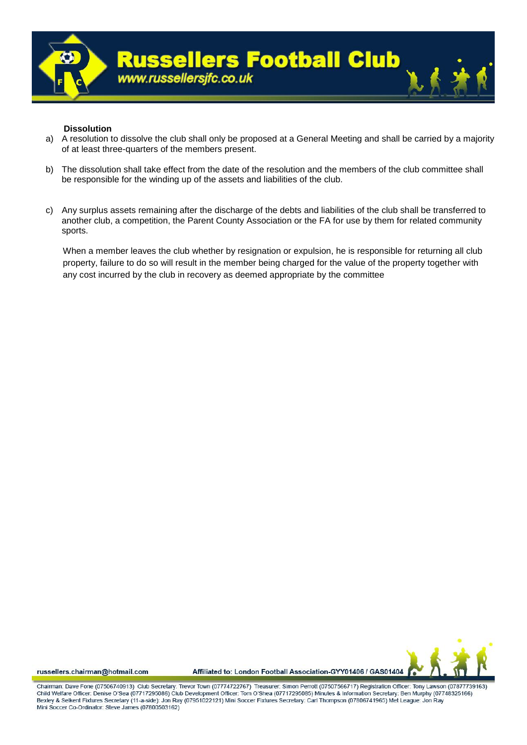**Dissolution**

a) A resolution to dissolve the club shall only be proposed at a General Meeting and shall be carried by a majority of at least three-quarters of the members present.

b) The dissolution shall take effect from the date of the resolution and the members of the club committee shall be responsible for the winding up of the assets and liabilities of the club.

c) Any surplus assets remaining after the discharge of the debts and liabilities of the club shall be transferred to another club, a competition, the Parent County Association or the FA for use by them for related community sports.

When a member leaves the club whether by resignation or expulsion, he is responsible for returning all club property, failure to do so will result in the member being charged for the value of the property together with any cost incurred by the club in recovery as deemed appropriate by the committee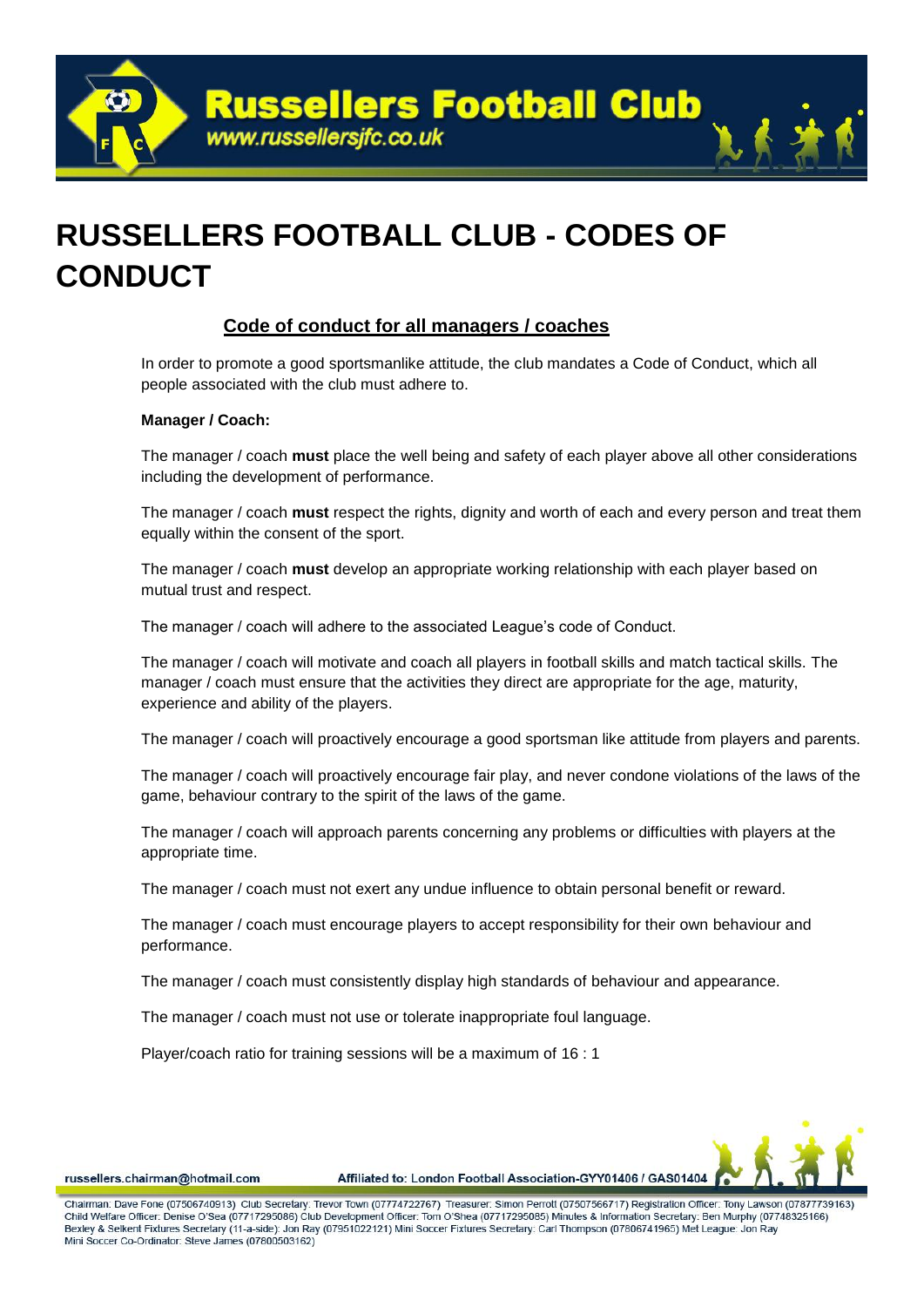# RUSSELLERS FOOTBALL CLUB - CODES OF CONDUCT

## Code of conduct for all managers / coaches

In order to promote a good sportsmanlike attitude, the club mandates a Code of Conduct, which all people associated with the club must adhere to.

**Manager / Coach:**

The manager / coach **must** place the well being and safety of each player above all other considerations including the development of performance.

The manager / coach **must** respect the rights, dignity and worth of each and every person and treat them equally within the consent of the sport.

The manager / coach **must** develop an appropriate working relationship with each player based on mutual trust and respect.

The manager / coach will adhere to the associated League's code of Conduct.

The manager / coach will motivate and coach all players in football skills and match tactical skills. The manager / coach must ensure that the activities they direct are appropriate for the age, maturity, experience and ability of the players.

The manager / coach will proactively encourage a good sportsman like attitude from players and parents.

The manager / coach will proactively encourage fair play, and never condone violations of the laws of the game, behaviour contrary to the spirit of the laws of the game.

The manager / coach will approach parents concerning any problems or difficulties with players at the appropriate time.

The manager / coach must not exert any undue influence to obtain personal benefit or reward.

The manager / coach must encourage players to accept responsibility for their own behaviour and performance.

The manager / coach must consistently display high standards of behaviour and appearance.

The manager / coach must not use or tolerate inappropriate foul language.

Player/coach ratio for training sessions will be a maximum of 16 : 1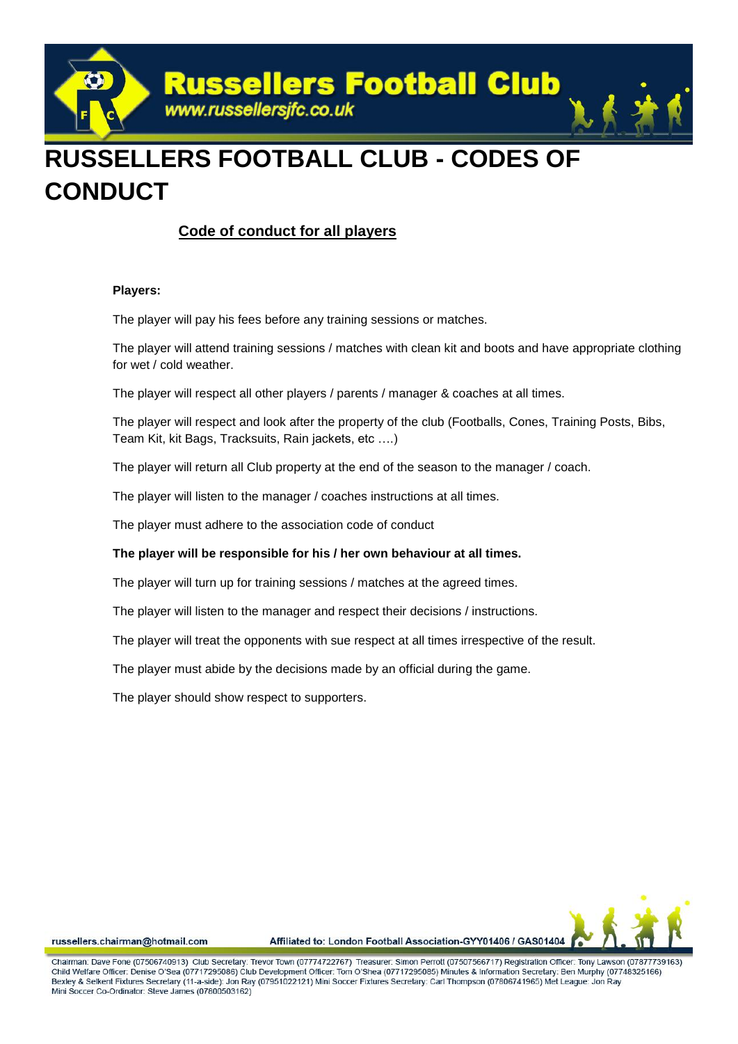# RUSSELLERS FOOTBALL CLUB - CODES OF CONDUCT

## Code of conduct for all players

**Players:**

The player will pay his fees before any training sessions or matches.

The player will attend training sessions / matches with clean kit and boots and have appropriate clothing for wet / cold weather.

The player will respect all other players / parents / manager & coaches at all times.

The player will respect and look after the property of the club (Footballs, Cones, Training Posts, Bibs, Team Kit, kit Bags, Tracksuits, Rain jackets, etc ….)

The player will return all Club property at the end of the season to the manager / coach.

The player will listen to the manager / coaches instructions at all times.

The player must adhere to the association code of conduct

**The player will be responsible for his / her own behaviour at all times.**

The player will turn up for training sessions / matches at the agreed times.

The player will listen to the manager and respect their decisions / instructions.

The player will treat the opponents with sue respect at all times irrespective of the result.

The player must abide by the decisions made by an official during the game.

The player should show respect to supporters.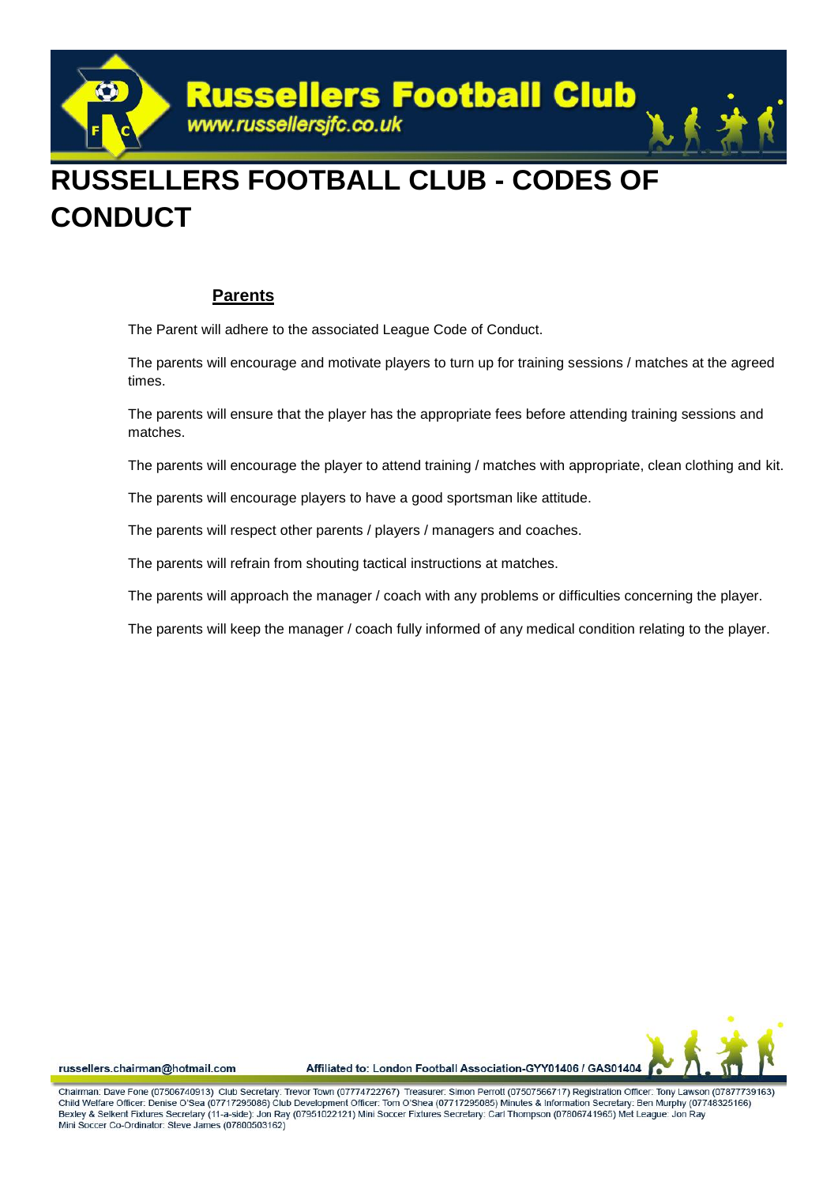# RUSSELLERS FOOTBALL CLUB - CODES OF CONDUCT

## Parents

The Parent will adhere to the associated League Code of Conduct.

The parents will encourage and motivate players to turn up for training sessions / matches at the agreed times.

The parents will ensure that the player has the appropriate fees before attending training sessions and matches.

The parents will encourage the player to attend training / matches with appropriate, clean clothing and kit.

The parents will encourage players to have a good sportsman like attitude.

The parents will respect other parents / players / managers and coaches.

The parents will refrain from shouting tactical instructions at matches.

The parents will approach the manager / coach with any problems or difficulties concerning the player.

The parents will keep the manager / coach fully informed of any medical condition relating to the player.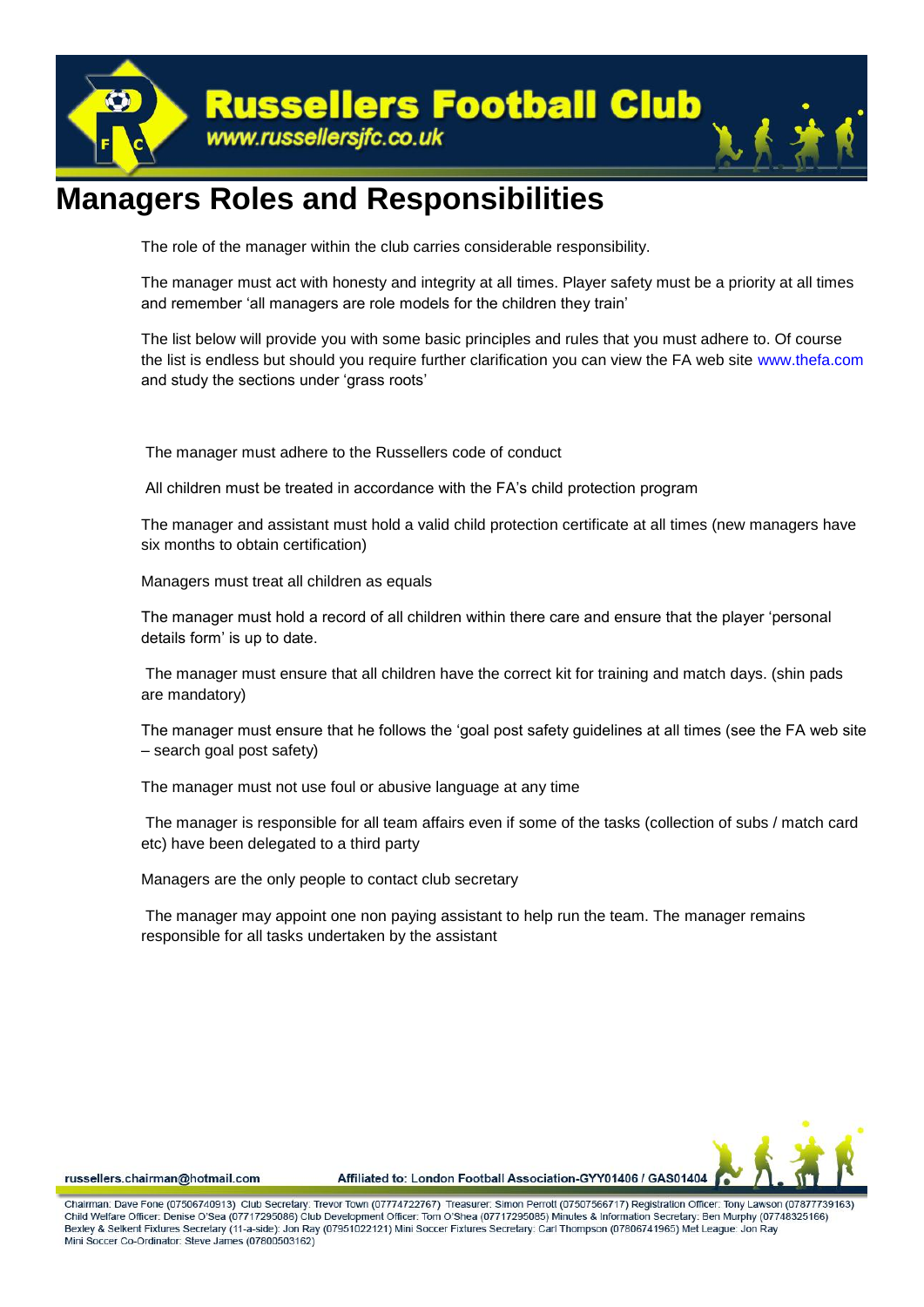# Managers Roles and Responsibilities

The role of the manager within the club carries considerable responsibility.

The manager must act with honesty and integrity at all times. Player safety must be a priority at all times and remember 'all managers are role models for the children they train'

The list below will provide you with some basic principles and rules that you must adhere to. Of course the list is endless but should you require further clarification you can view the FA web site www.thefa.com and study the sections under 'grass roots'

The manager must adhere to the Russellers code of conduct

All children must be treated in accordance with the FA's child protection program

The manager and assistant must hold a valid child protection certificate at all times (new managers have six months to obtain certification)

Managers must treat all children as equals

The manager must hold a record of all children within there care and ensure that the player 'personal details form' is up to date.

The manager must ensure that all children have the correct kit for training and match days. (shin pads are mandatory)

The manager must ensure that he follows the 'goal post safety guidelines at all times (see the FA web site – search goal post safety)

The manager must not use foul or abusive language at any time

The manager is responsible for all team affairs even if some of the tasks (collection of subs / match card etc) have been delegated to a third party

Managers are the only people to contact club secretary

The manager may appoint one non paying assistant to help run the team. The manager remains responsible for all tasks undertaken by the assistant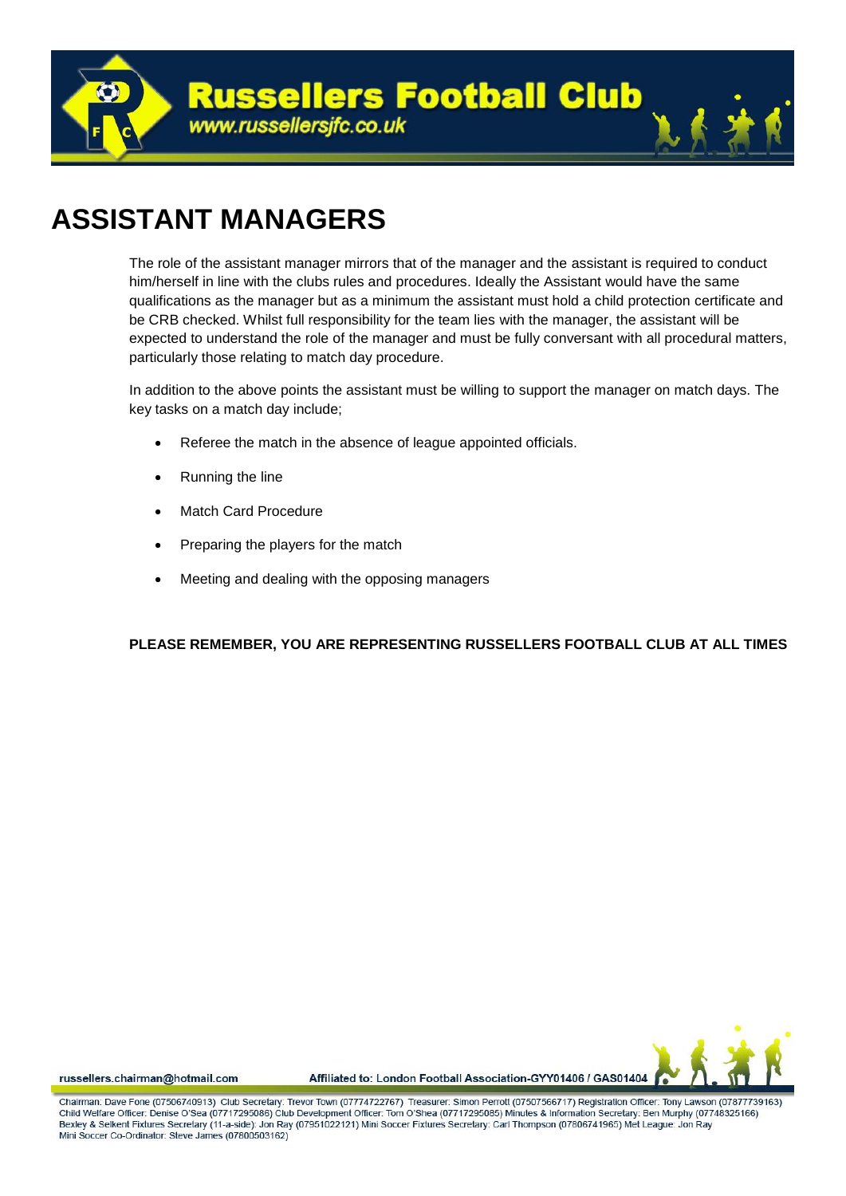# ASSISTANT MANAGERS

The role of the assistant manager mirrors that of the manager and the assistant is required to conduct him/herself in line with the clubs rules and procedures. Ideally the Assistant would have the same qualifications as the manager but as a minimum the assistant must hold a child protection certificate and be CRB checked. Whilst full responsibility for the team lies with the manager, the assistant will be expected to understand the role of the manager and must be fully conversant with all procedural matters, particularly those relating to match day procedure.

In addition to the above points the assistant must be willing to support the manager on match days. The key tasks on a match day include;

- Referee the match in the absence of league appointed officials.
- Running the line
- Match Card Procedure
- Preparing the players for the match
- Meeting and dealing with the opposing managers

**PLEASE REMEMBER, YOU ARE REPRESENTING RUSSELLERS FOOTBALL CLUB AT ALL TIMES**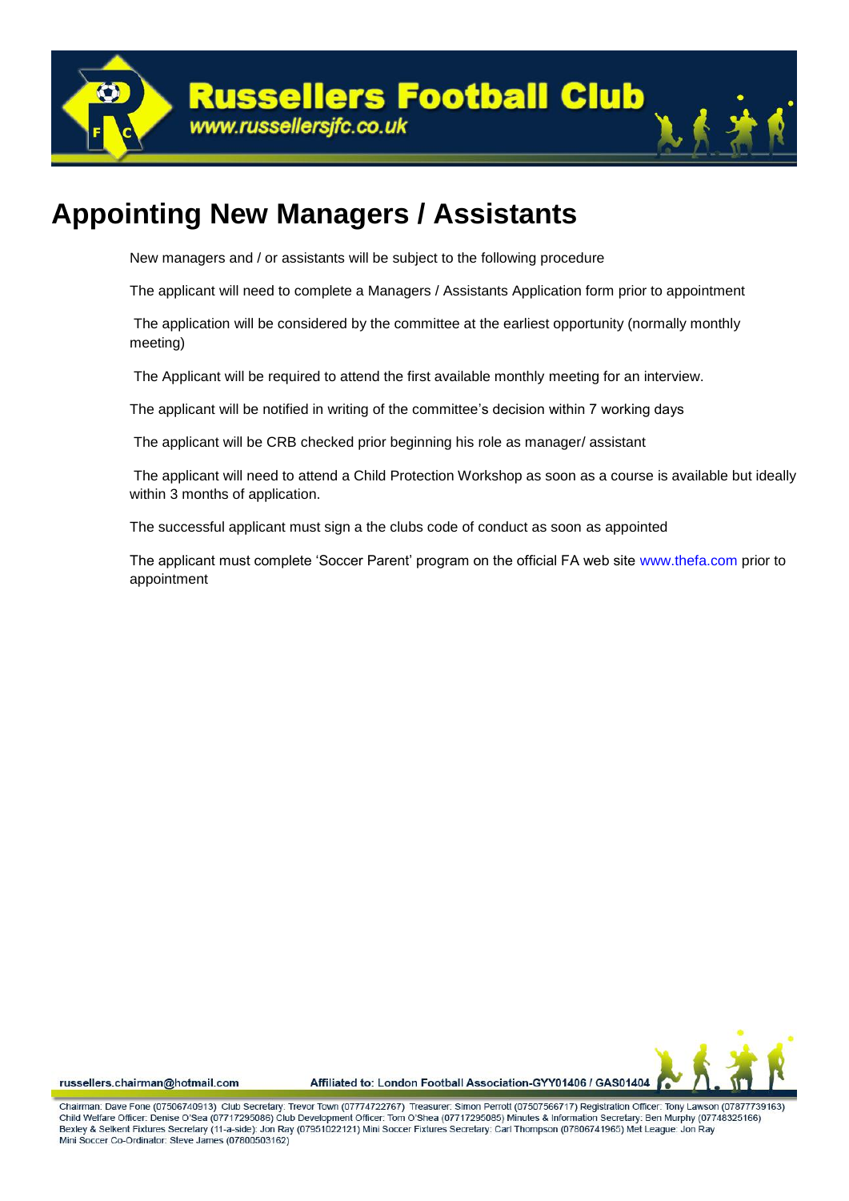# Appointing New Managers / Assistants

New managers and / or assistants will be subject to the following procedure

The applicant will need to complete a Managers / Assistants Application form prior to appointment

The application will be considered by the committee at the earliest opportunity (normally monthly meeting)

The Applicant will be required to attend the first available monthly meeting for an interview.

The applicant will be notified in writing of the committee's decision within 7 working days

The applicant will be CRB checked prior beginning his role as manager/ assistant

The applicant will need to attend a Child Protection Workshop as soon as a course is available but ideally within 3 months of application.

The successful applicant must sign a the clubs code of conduct as soon as appointed

The applicant must complete 'Soccer Parent' program on the official FA web site www.thefa.com prior to appointment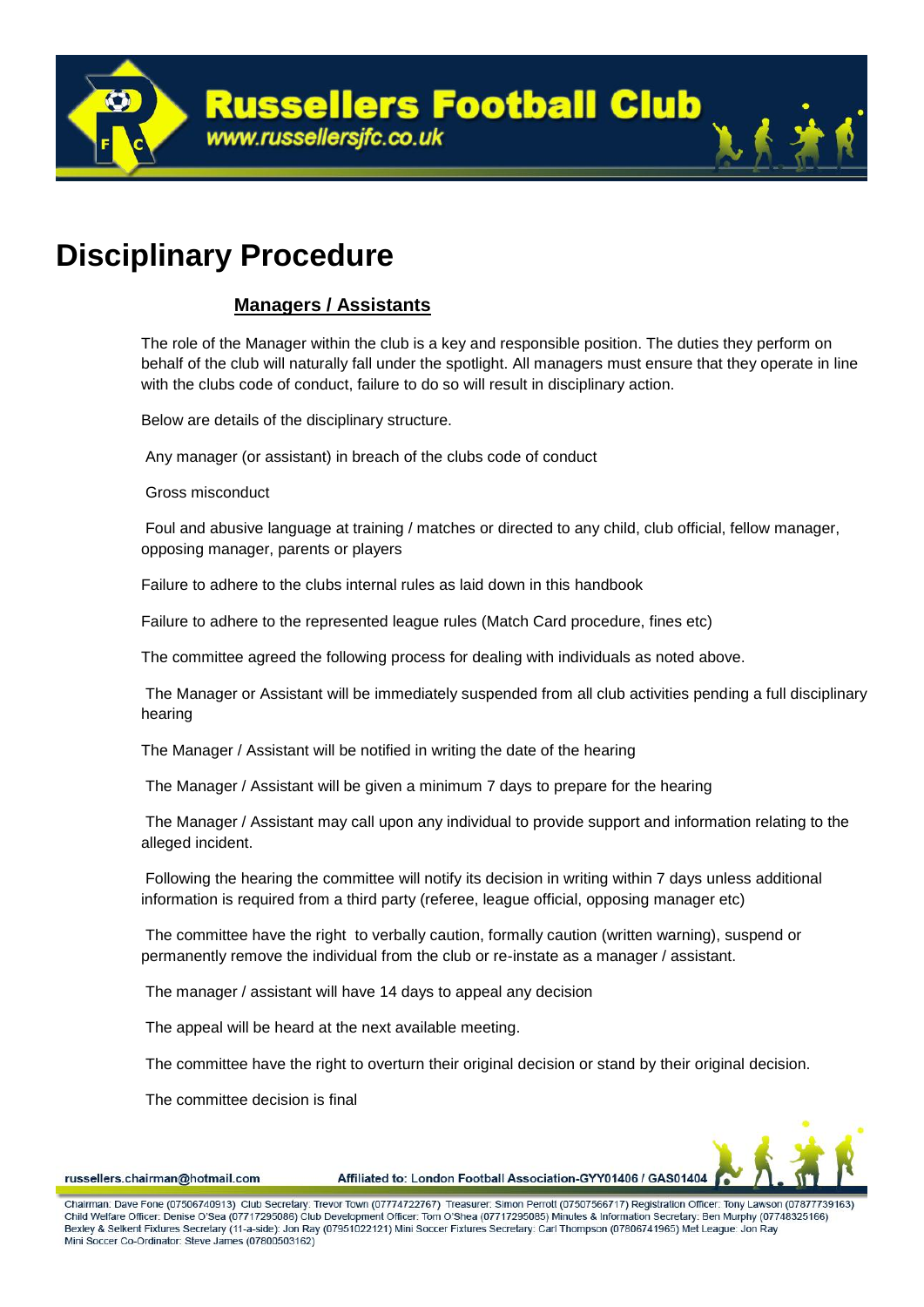# Disciplinary Procedure

## Managers / Assistants

The role of the Manager within the club is a key and responsible position. The duties they perform on behalf of the club will naturally fall under the spotlight. All managers must ensure that they operate in line with the clubs code of conduct, failure to do so will result in disciplinary action.

Below are details of the disciplinary structure.

Any manager (or assistant) in breach of the clubs code of conduct

Gross misconduct

Foul and abusive language at training / matches or directed to any child, club official, fellow manager, opposing manager, parents or players

Failure to adhere to the clubs internal rules as laid down in this handbook

Failure to adhere to the represented league rules (Match Card procedure, fines etc)

The committee agreed the following process for dealing with individuals as noted above.

The Manager or Assistant will be immediately suspended from all club activities pending a full disciplinary hearing

The Manager / Assistant will be notified in writing the date of the hearing

The Manager / Assistant will be given a minimum 7 days to prepare for the hearing

The Manager / Assistant may call upon any individual to provide support and information relating to the alleged incident.

Following the hearing the committee will notify its decision in writing within 7 days unless additional information is required from a third party (referee, league official, opposing manager etc)

The committee have the right to verbally caution, formally caution (written warning), suspend or permanently remove the individual from the club or re-instate as a manager / assistant.

The manager / assistant will have 14 days to appeal any decision

The appeal will be heard at the next available meeting.

The committee have the right to overturn their original decision or stand by their original decision.

The committee decision is final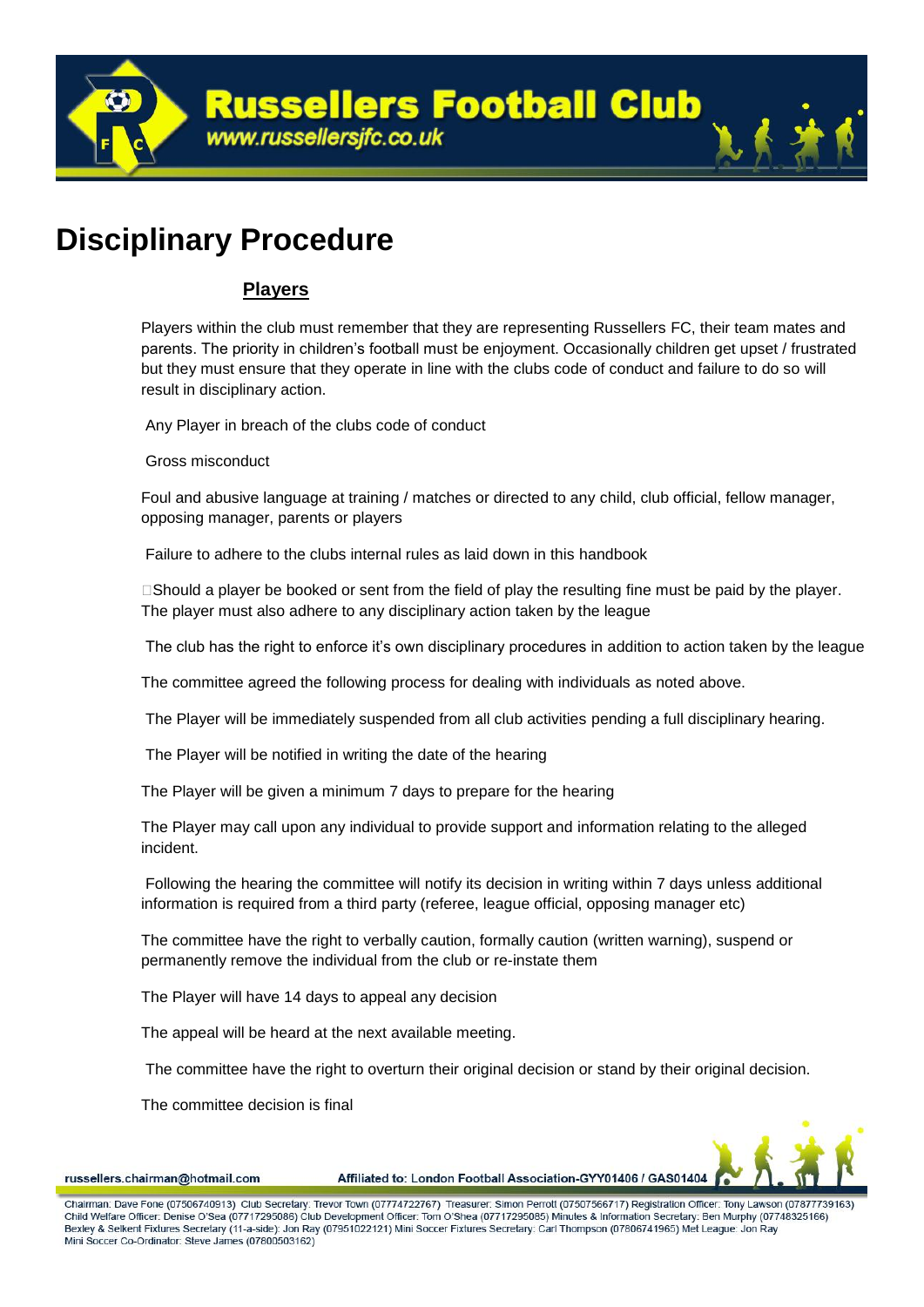# Disciplinary Procedure

## Players

Players within the club must remember that they are representing Russellers FC, their team mates and parents. The priority in children's football must be enjoyment. Occasionally children get upset / frustrated but they must ensure that they operate in line with the clubs code of conduct and failure to do so will result in disciplinary action.

Any Player in breach of the clubs code of conduct

Gross misconduct

Foul and abusive language at training / matches or directed to any child, club official, fellow manager, opposing manager, parents or players

Failure to adhere to the clubs internal rules as laid down in this handbook

Should a player be booked or sent from the field of play the resulting fine must be paid by the player. The player must also adhere to any disciplinary action taken by the league

The club has the right to enforce it's own disciplinary procedures in addition to action taken by the league

The committee agreed the following process for dealing with individuals as noted above.

The Player will be immediately suspended from all club activities pending a full disciplinary hearing.

The Player will be notified in writing the date of the hearing

The Player will be given a minimum 7 days to prepare for the hearing

The Player may call upon any individual to provide support and information relating to the alleged incident.

Following the hearing the committee will notify its decision in writing within 7 days unless additional information is required from a third party (referee, league official, opposing manager etc)

The committee have the right to verbally caution, formally caution (written warning), suspend or permanently remove the individual from the club or re-instate them

The Player will have 14 days to appeal any decision

The appeal will be heard at the next available meeting.

The committee have the right to overturn their original decision or stand by their original decision.

The committee decision is final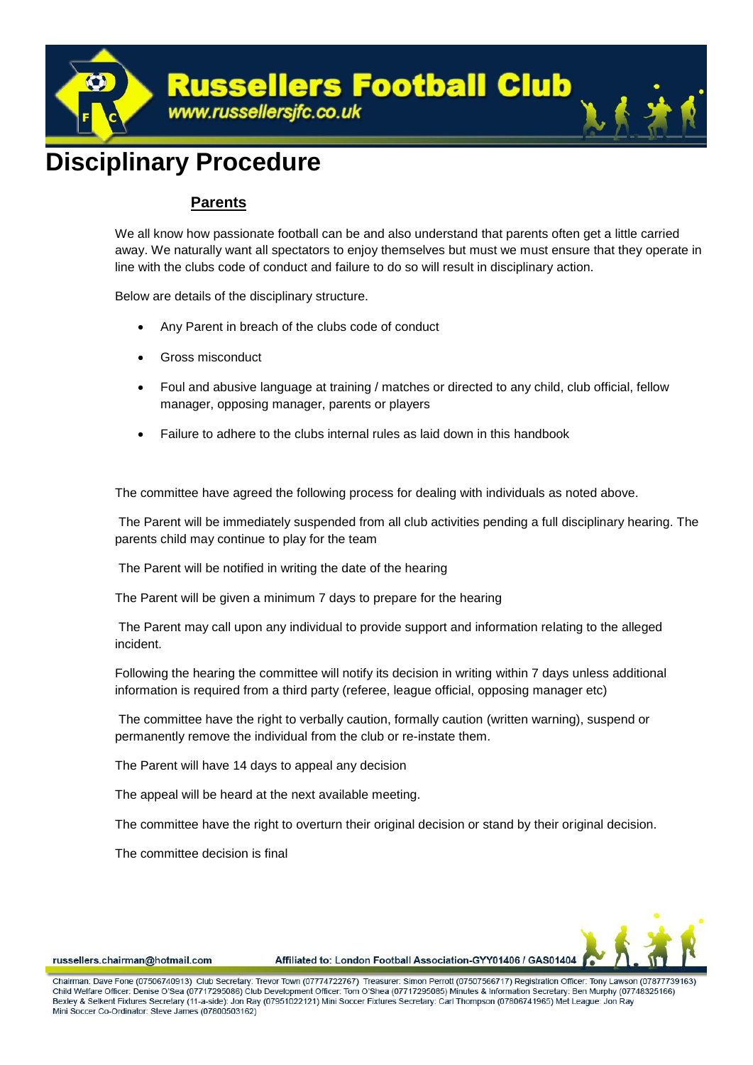# Disciplinary Procedure

## Parents

We all know how passionate football can be and also understand that parents often get a little carried away. We naturally want all spectators to enjoy themselves but must we must ensure that they operate in line with the clubs code of conduct and failure to do so will result in disciplinary action.

Below are details of the disciplinary structure.

- Any Parent in breach of the clubs code of conduct
- Gross misconduct
- Foul and abusive language at training / matches or directed to any child, club official, fellow manager, opposing manager, parents or players
- Failure to adhere to the clubs internal rules as laid down in this handbook

The committee have agreed the following process for dealing with individuals as noted above.

The Parent will be immediately suspended from all club activities pending a full disciplinary hearing. The parents child may continue to play for the team

The Parent will be notified in writing the date of the hearing

The Parent will be given a minimum 7 days to prepare for the hearing

The Parent may call upon any individual to provide support and information relating to the alleged incident.

Following the hearing the committee will notify its decision in writing within 7 days unless additional information is required from a third party (referee, league official, opposing manager etc)

The committee have the right to verbally caution, formally caution (written warning), suspend or permanently remove the individual from the club or re-instate them.

The Parent will have 14 days to appeal any decision

The appeal will be heard at the next available meeting.

The committee have the right to overturn their original decision or stand by their original decision.

The committee decision is final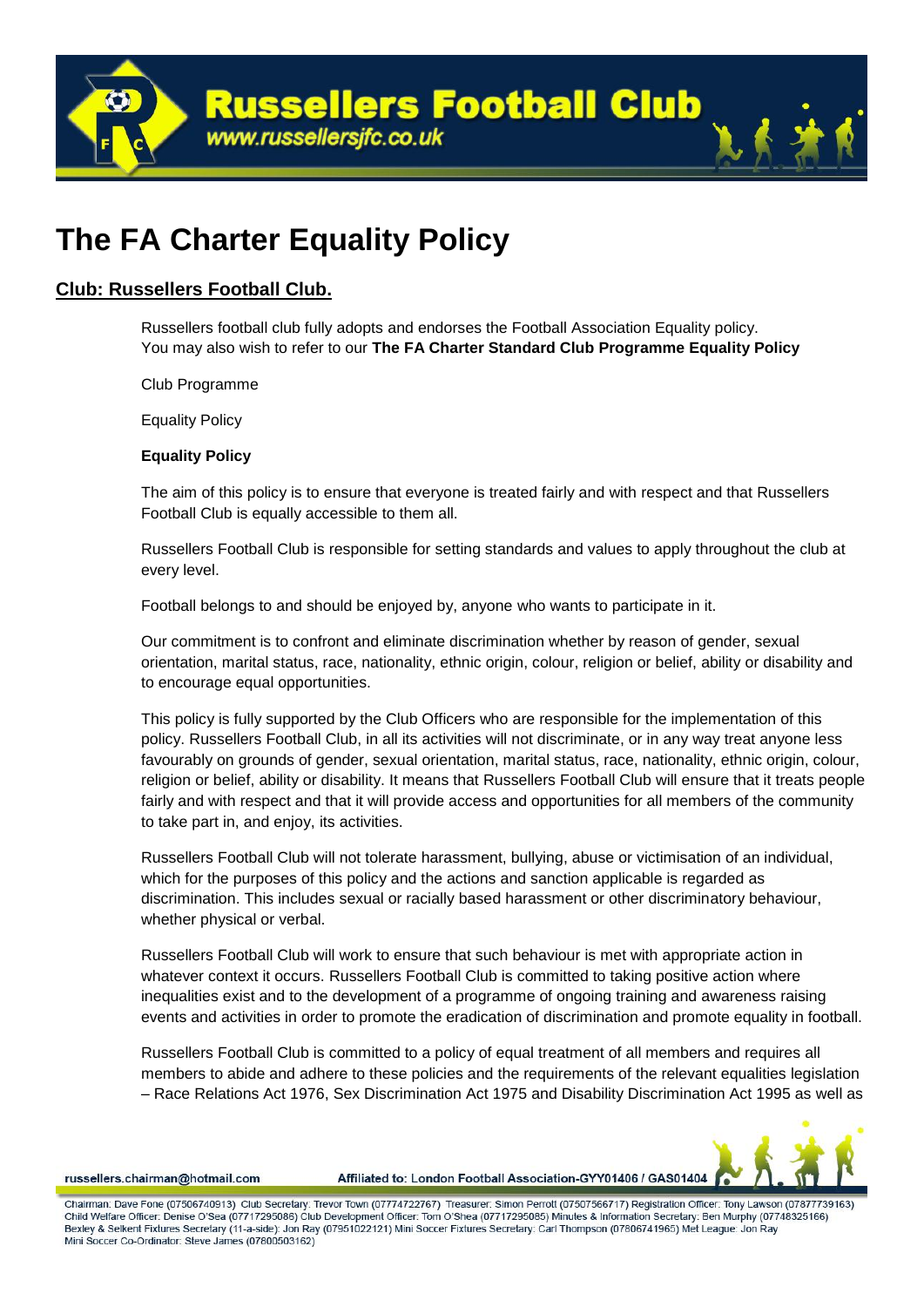# The FA Charter Equality Policy

## Club: Russellers Football Club.

Russellers football club fully adopts and endorses the Football Association Equality policy. You may also wish to refer to our **The FA Charter Standard Club Programme Equality Policy**

Club Programme

Equality Policy

**Equality Policy**

The aim of this policy is to ensure that everyone is treated fairly and with respect and that Russellers Football Club is equally accessible to them all.

Russellers Football Club is responsible for setting standards and values to apply throughout the club at every level.

Football belongs to and should be enjoyed by, anyone who wants to participate in it.

Our commitment is to confront and eliminate discrimination whether by reason of gender, sexual orientation, marital status, race, nationality, ethnic origin, colour, religion or belief, ability or disability and to encourage equal opportunities.

This policy is fully supported by the Club Officers who are responsible for the implementation of this policy. Russellers Football Club, in all its activities will not discriminate, or in any way treat anyone less favourably on grounds of gender, sexual orientation, marital status, race, nationality, ethnic origin, colour, religion or belief, ability or disability. It means that Russellers Football Club will ensure that it treats people fairly and with respect and that it will provide access and opportunities for all members of the community to take part in, and enjoy, its activities.

Russellers Football Club will not tolerate harassment, bullying, abuse or victimisation of an individual, which for the purposes of this policy and the actions and sanction applicable is regarded as discrimination. This includes sexual or racially based harassment or other discriminatory behaviour, whether physical or verbal.

Russellers Football Club will work to ensure that such behaviour is met with appropriate action in whatever context it occurs. Russellers Football Club is committed to taking positive action where inequalities exist and to the development of a programme of ongoing training and awareness raising events and activities in order to promote the eradication of discrimination and promote equality in football.

Russellers Football Club is committed to a policy of equal treatment of all members and requires all members to abide and adhere to these policies and the requirements of the relevant equalities legislation – Race Relations Act 1976, Sex Discrimination Act 1975 and Disability Discrimination Act 1995 as well as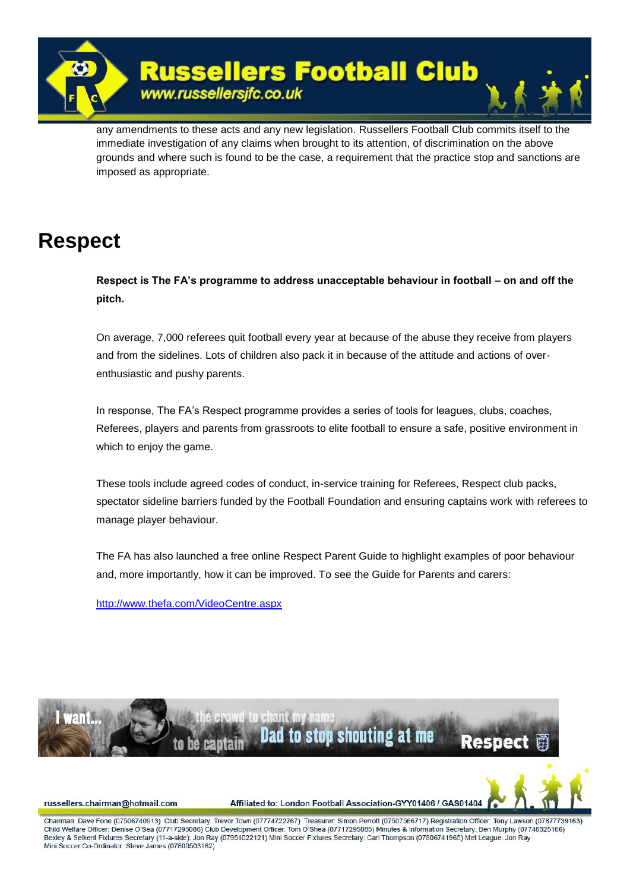any amendments to these acts and any new legislation. Russellers Football Club commits itself to the immediate investigation of any claims when brought to its attention, of discrimination on the above grounds and where such is found to be the case, a requirement that the practice stop and sanctions are imposed as appropriate.

# Respect

**Respect is The FA's programme to address unacceptable behaviour in football – on and off the pitch.**

On average, 7,000 referees quit football every year at because of the abuse they receive from players and from the sidelines. Lots of children also pack it in because of the attitude and actions of over-enthusiastic and pushy parents.

In response, The FA's Respect programme provides a series of tools for leagues, clubs, coaches, Referees, players and parents from grassroots to elite football to ensure a safe, positive environment in which to enjoy the game.

These tools include agreed codes of conduct, in-service training for Referees, Respect club packs, spectator sideline barriers funded by the Football Foundation and ensuring captains work with referees to manage player behaviour.

The FA has also launched a free online Respect Parent Guide to highlight examples of poor behaviour and, more importantly, how it can be improved. To see the Guide for Parents and carers:

http://www.thefa.com/VideoCentre.aspx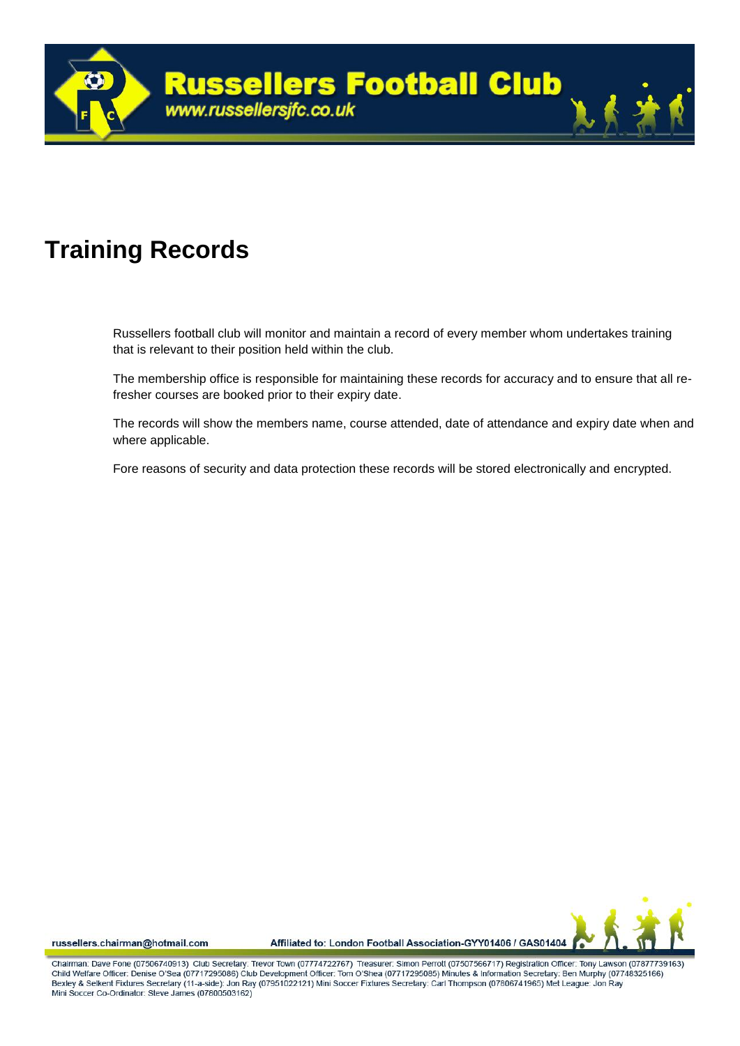# Training Records

Russellers football club will monitor and maintain a record of every member whom undertakes training that is relevant to their position held within the club.

The membership office is responsible for maintaining these records for accuracy and to ensure that all re-fresher courses are booked prior to their expiry date.

The records will show the members name, course attended, date of attendance and expiry date when and where applicable.

Fore reasons of security and data protection these records will be stored electronically and encrypted.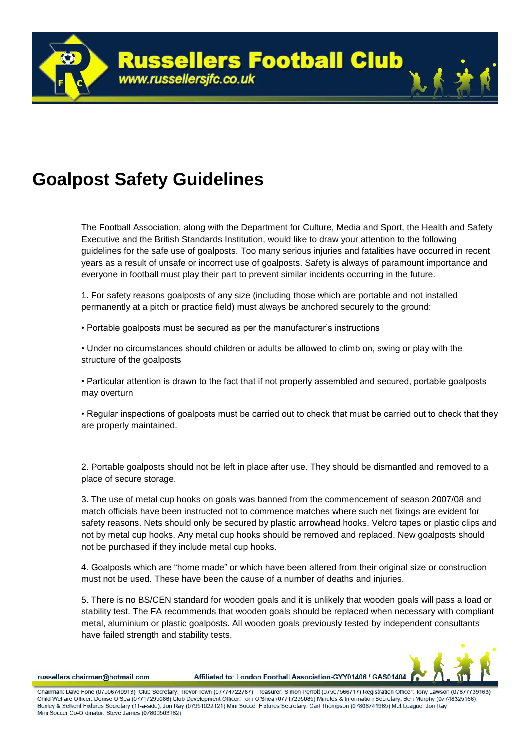# Goalpost Safety Guidelines

The Football Association, along with the Department for Culture, Media and Sport, the Health and Safety Executive and the British Standards Institution, would like to draw your attention to the following guidelines for the safe use of goalposts. Too many serious injuries and fatalities have occurred in recent years as a result of unsafe or incorrect use of goalposts. Safety is always of paramount importance and everyone in football must play their part to prevent similar incidents occurring in the future.

1. For safety reasons goalposts of any size (including those which are portable and not installed permanently at a pitch or practice field) must always be anchored securely to the ground:

• Portable goalposts must be secured as per the manufacturer's instructions

• Under no circumstances should children or adults be allowed to climb on, swing or play with the structure of the goalposts

• Particular attention is drawn to the fact that if not properly assembled and secured, portable goalposts may overturn

• Regular inspections of goalposts must be carried out to check that must be carried out to check that they are properly maintained.

2. Portable goalposts should not be left in place after use. They should be dismantled and removed to a place of secure storage.

3. The use of metal cup hooks on goals was banned from the commencement of season 2007/08 and match officials have been instructed not to commence matches where such net fixings are evident for safety reasons. Nets should only be secured by plastic arrowhead hooks, Velcro tapes or plastic clips and not by metal cup hooks. Any metal cup hooks should be removed and replaced. New goalposts should not be purchased if they include metal cup hooks.

4. Goalposts which are "home made" or which have been altered from their original size or construction must not be used. These have been the cause of a number of deaths and injuries.

5. There is no BS/CEN standard for wooden goals and it is unlikely that wooden goals will pass a load or stability test. The FA recommends that wooden goals should be replaced when necessary with compliant metal, aluminium or plastic goalposts. All wooden goals previously tested by independent consultants have failed strength and stability tests.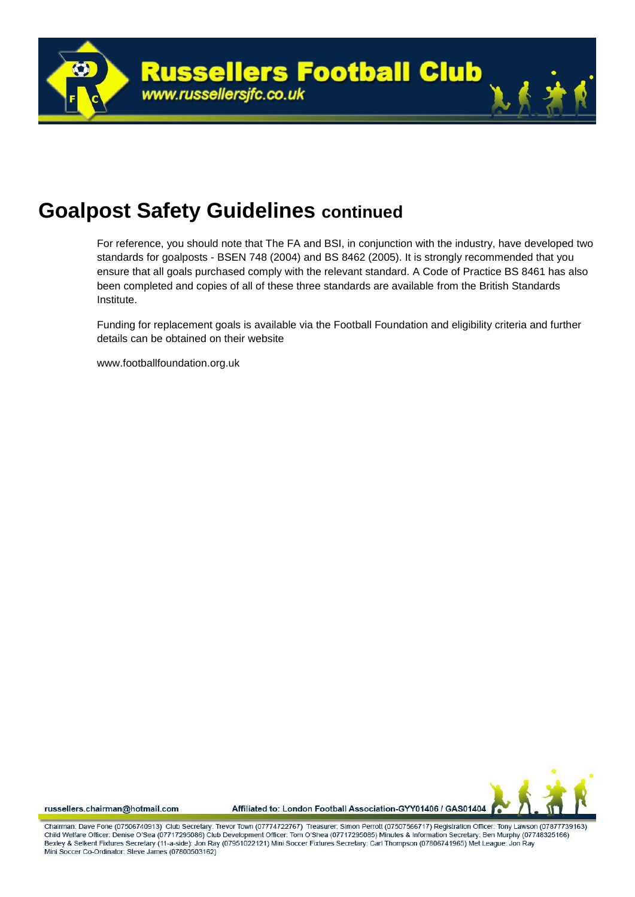# Goalpost Safety Guidelines continued

For reference, you should note that The FA and BSI, in conjunction with the industry, have developed two standards for goalposts - BSEN 748 (2004) and BS 8462 (2005). It is strongly recommended that you ensure that all goals purchased comply with the relevant standard. A Code of Practice BS 8461 has also been completed and copies of all of these three standards are available from the British Standards Institute.

Funding for replacement goals is available via the Football Foundation and eligibility criteria and further details can be obtained on their website

www.footballfoundation.org.uk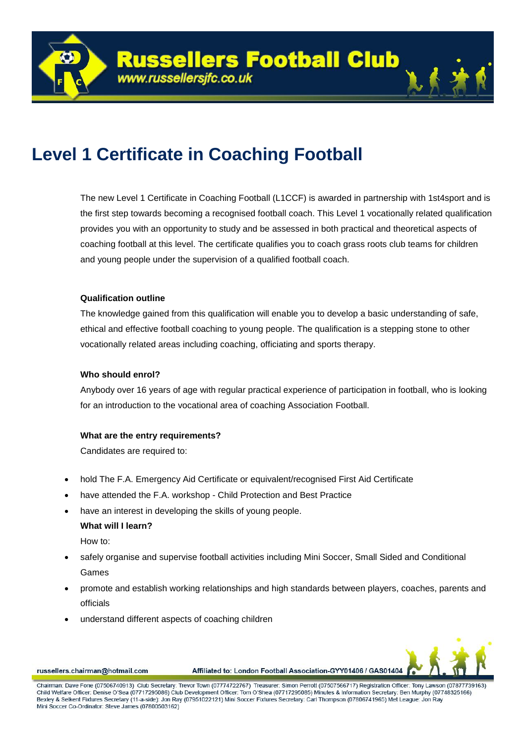# Level 1 Certificate in Coaching Football

The new Level 1 Certificate in Coaching Football (L1CCF) is awarded in partnership with 1st4sport and is the first step towards becoming a recognised football coach. This Level 1 vocationally related qualification provides you with an opportunity to study and be assessed in both practical and theoretical aspects of coaching football at this level. The certificate qualifies you to coach grass roots club teams for children and young people under the supervision of a qualified football coach.

**Qualification outline**

The knowledge gained from this qualification will enable you to develop a basic understanding of safe, ethical and effective football coaching to young people. The qualification is a stepping stone to other vocationally related areas including coaching, officiating and sports therapy.

**Who should enrol?**

Anybody over 16 years of age with regular practical experience of participation in football, who is looking for an introduction to the vocational area of coaching Association Football.

**What are the entry requirements?**

Candidates are required to:

- hold The F.A. Emergency Aid Certificate or equivalent/recognised First Aid Certificate
- have attended the F.A. workshop - Child Protection and Best Practice
- have an interest in developing the skills of young people.

**What will I learn?**

How to:

- safely organise and supervise football activities including Mini Soccer, Small Sided and Conditional Games
- promote and establish working relationships and high standards between players, coaches, parents and officials
- understand different aspects of coaching children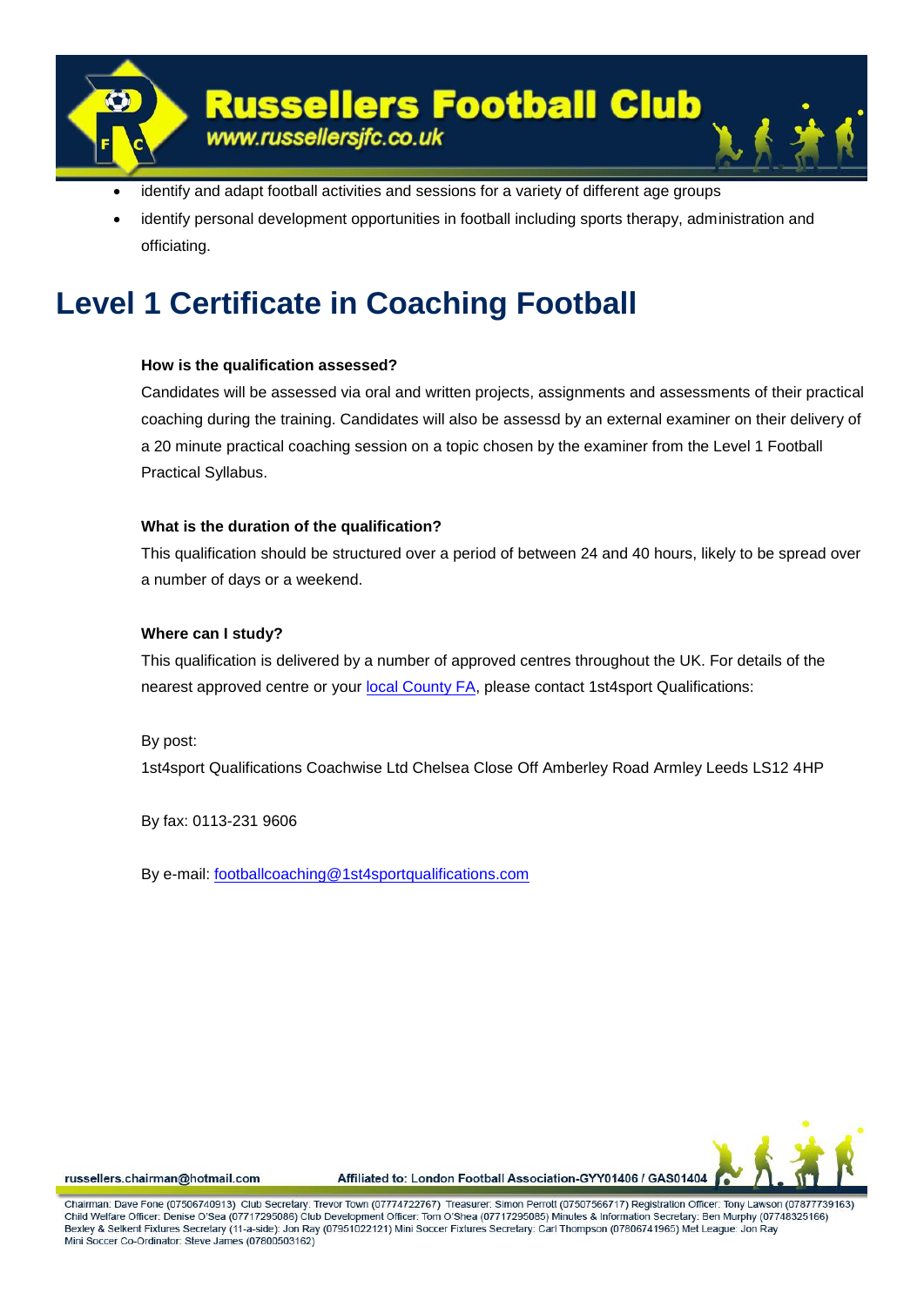- identify and adapt football activities and sessions for a variety of different age groups
- identify personal development opportunities in football including sports therapy, administration and officiating.

# Level 1 Certificate in Coaching Football

**How is the qualification assessed?**

Candidates will be assessed via oral and written projects, assignments and assessments of their practical coaching during the training. Candidates will also be assessd by an external examiner on their delivery of a 20 minute practical coaching session on a topic chosen by the examiner from the Level 1 Football Practical Syllabus.

**What is the duration of the qualification?**

This qualification should be structured over a period of between 24 and 40 hours, likely to be spread over a number of days or a weekend.

**Where can I study?**

This qualification is delivered by a number of approved centres throughout the UK. For details of the nearest approved centre or your local County FA, please contact 1st4sport Qualifications:

By post:

1st4sport Qualifications Coachwise Ltd Chelsea Close Off Amberley Road Armley Leeds LS12 4HP

By fax: 0113-231 9606

By e-mail: footballcoaching@1st4sportqualifications.com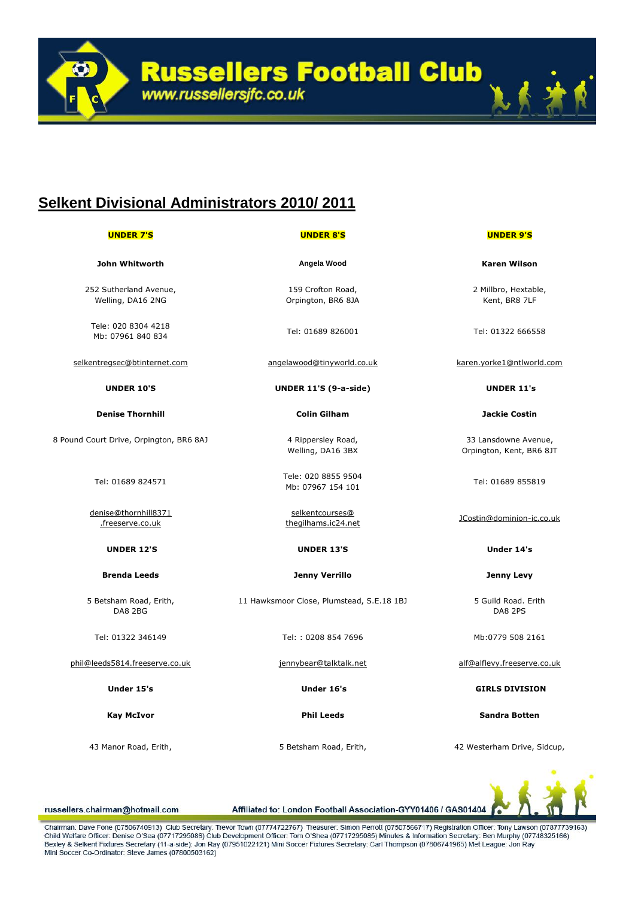## Selkent Divisional Administrators 2010/ 2011

| UNDER 7'S | UNDER 8'S | UNDER 9'S |
|---|---|---|
| **John Whitworth** | **Angela Wood** | **Karen Wilson** |
| 252 Sutherland Avenue, Welling, DA16 2NG | 159 Crofton Road, Orpington, BR6 8JA | 2 Millbro, Hextable, Kent, BR8 7LF |
| Tele: 020 8304 4218 Mb: 07961 840 834 | Tel: 01689 826001 | Tel: 01322 666558 |
| selkentregsec@btinternet.com | angelawood@tinyworld.co.uk | karen.yorke1@ntlworld.com |
| **UNDER 10'S** | **UNDER 11'S (9-a-side)** | **UNDER 11's** |
| **Denise Thornhill** | **Colin Gilham** | **Jackie Costin** |
| 8 Pound Court Drive, Orpington, BR6 8AJ | 4 Rippersley Road, Welling, DA16 3BX | 33 Lansdowne Avenue, Orpington, Kent, BR6 8JT |
| Tel: 01689 824571 | Tele: 020 8855 9504 Mb: 07967 154 101 | Tel: 01689 855819 |
| denise@thornhill8371.freeserve.co.uk | selkentcourses@thegilhams.ic24.net | JCostin@dominion-ic.co.uk |
| **UNDER 12'S** | **UNDER 13'S** | **Under 14's** |
| **Brenda Leeds** | **Jenny Verrillo** | **Jenny Levy** |
| 5 Betsham Road, Erith, DA8 2BG | 11 Hawksmoor Close, Plumstead, S.E.18 1BJ | 5 Guild Road. Erith DA8 2PS |
| Tel: 01322 346149 | Tel: : 0208 854 7696 | Mb:0779 508 2161 |
| phil@leeds5814.freeserve.co.uk | jennybear@talktalk.net | alf@alflevy.freeserve.co.uk |
| **Under 15's** | **Under 16's** | **GIRLS DIVISION** |
| **Kay McIvor** | **Phil Leeds** | **Sandra Botten** |
| 43 Manor Road, Erith, | 5 Betsham Road, Erith, | 42 Westerham Drive, Sidcup, |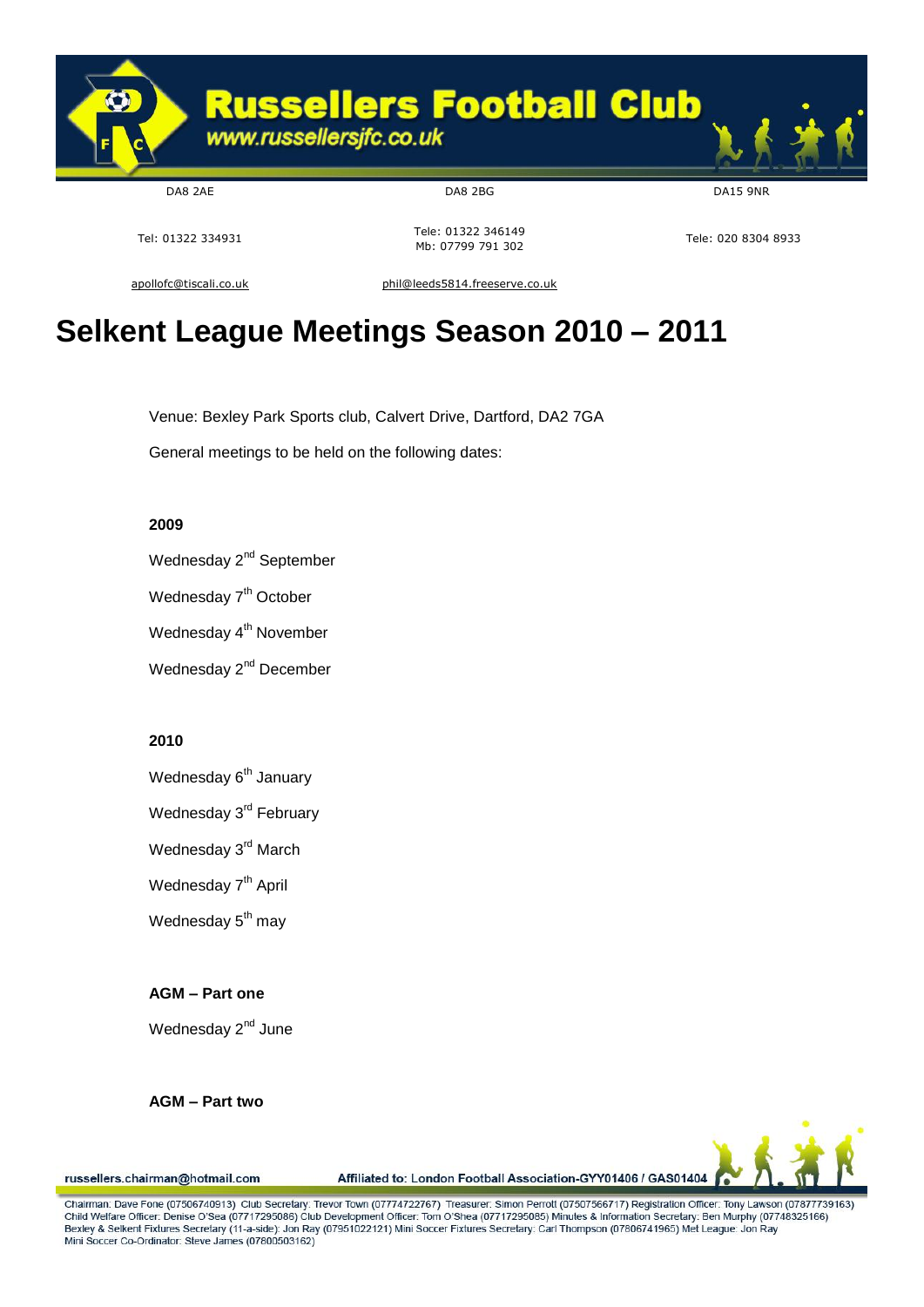# Russellers Football Club

www.russellersjfc.co.uk

| DA8 2AE | DA8 2BG | DA15 9NR |
|---|---|---|
| Tel: 01322 334931 | Tele: 01322 346149<br>Mb: 07799 791 302 | Tele: 020 8304 8933 |
| apollofc@tiscali.co.uk | phil@leeds5814.freeserve.co.uk | |

# Selkent League Meetings Season 2010 – 2011

Venue: Bexley Park Sports club, Calvert Drive, Dartford, DA2 7GA

General meetings to be held on the following dates:

**2009**

Wednesday 2nd September

Wednesday 7th October

Wednesday 4th November

Wednesday 2nd December

**2010**

Wednesday 6th January

Wednesday 3rd February

Wednesday 3rd March

Wednesday 7th April

Wednesday 5th may

**AGM – Part one**

Wednesday 2nd June

**AGM – Part two**

russellers.chairman@hotmail.com

Affiliated to: London Football Association-GYY01406 / GAS01404

Chairman: Dave Fone (07506740913) Club Secretary: Trevor Town (07774722767) Treasurer: Simon Perrott (07507566717) Registration Officer: Tony Lawson (07877739163) Child Welfare Officer: Denise O'Sea (07717295086) Club Development Officer: Tom O'Shea (07717295085) Minutes & Information Secretary: Ben Murphy (07748325166) Bexley & Selkent Fixtures Secretary (11-a-side): Jon Ray (07951022121) Mini Soccer Fixtures Secretary: Carl Thompson (07806741965) Met League: Jon Ray Mini Soccer Co-Ordinator: Steve James (07800503162)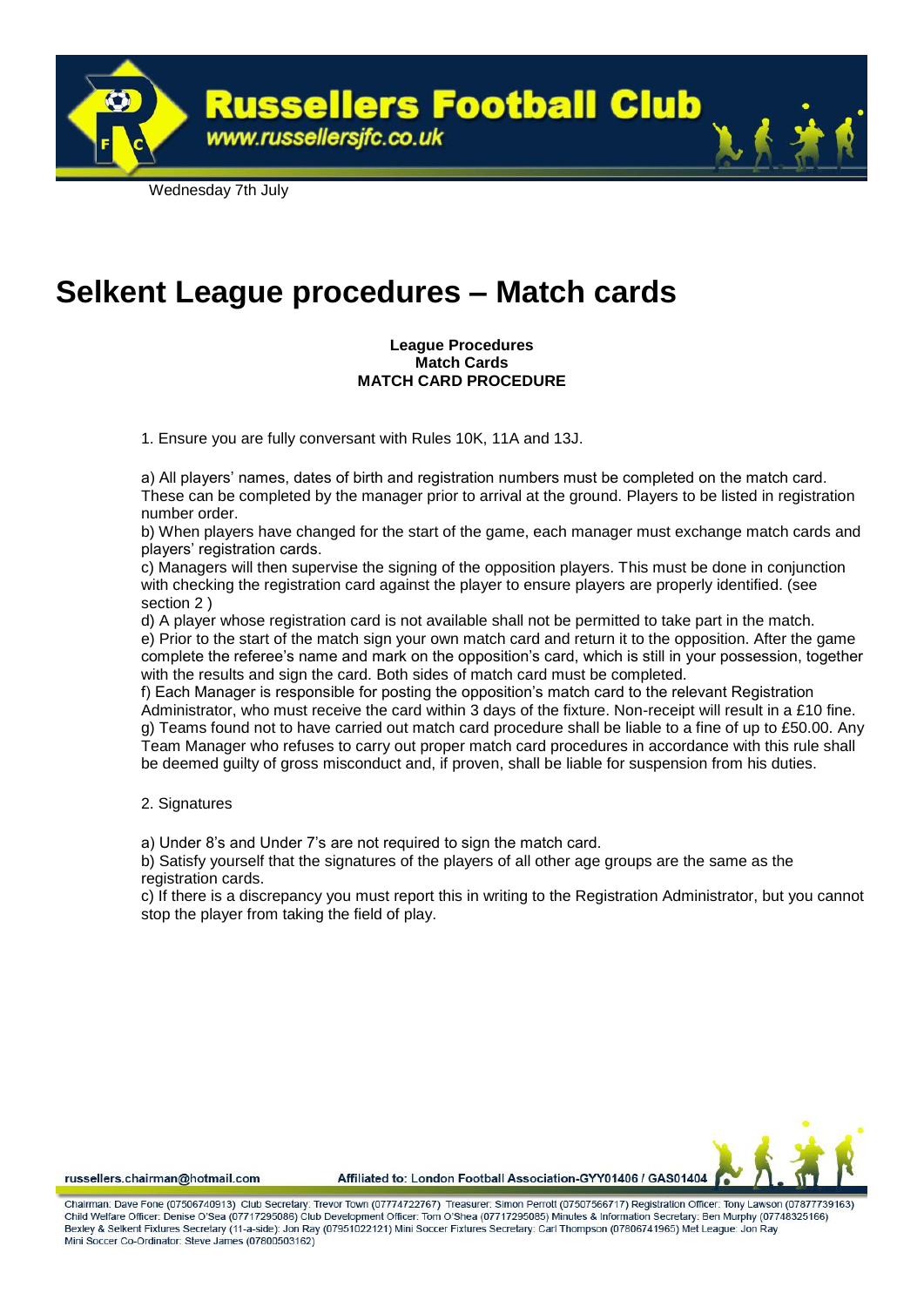Wednesday 7th July

# Selkent League procedures – Match cards

**League Procedures**
**Match Cards**
**MATCH CARD PROCEDURE**

1. Ensure you are fully conversant with Rules 10K, 11A and 13J.

a) All players' names, dates of birth and registration numbers must be completed on the match card. These can be completed by the manager prior to arrival at the ground. Players to be listed in registration number order.
b) When players have changed for the start of the game, each manager must exchange match cards and players' registration cards.
c) Managers will then supervise the signing of the opposition players. This must be done in conjunction with checking the registration card against the player to ensure players are properly identified. (see section 2 )
d) A player whose registration card is not available shall not be permitted to take part in the match.
e) Prior to the start of the match sign your own match card and return it to the opposition. After the game complete the referee's name and mark on the opposition's card, which is still in your possession, together with the results and sign the card. Both sides of match card must be completed.
f) Each Manager is responsible for posting the opposition's match card to the relevant Registration Administrator, who must receive the card within 3 days of the fixture. Non-receipt will result in a £10 fine.
g) Teams found not to have carried out match card procedure shall be liable to a fine of up to £50.00. Any Team Manager who refuses to carry out proper match card procedures in accordance with this rule shall be deemed guilty of gross misconduct and, if proven, shall be liable for suspension from his duties.

2. Signatures

a) Under 8's and Under 7's are not required to sign the match card.
b) Satisfy yourself that the signatures of the players of all other age groups are the same as the registration cards.
c) If there is a discrepancy you must report this in writing to the Registration Administrator, but you cannot stop the player from taking the field of play.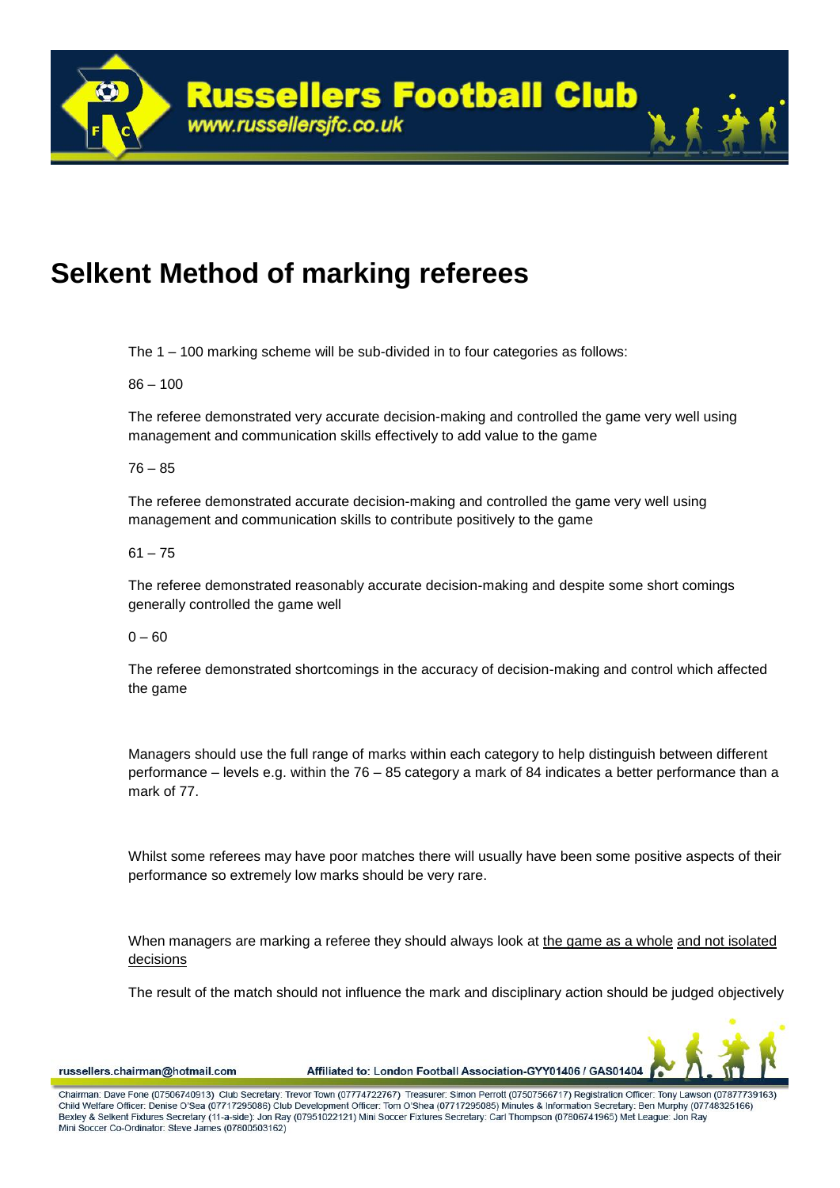# Selkent Method of marking referees

The 1 – 100 marking scheme will be sub-divided in to four categories as follows:

86 – 100

The referee demonstrated very accurate decision-making and controlled the game very well using management and communication skills effectively to add value to the game

76 – 85

The referee demonstrated accurate decision-making and controlled the game very well using management and communication skills to contribute positively to the game

61 – 75

The referee demonstrated reasonably accurate decision-making and despite some short comings generally controlled the game well

0 – 60

The referee demonstrated shortcomings in the accuracy of decision-making and control which affected the game

Managers should use the full range of marks within each category to help distinguish between different performance – levels e.g. within the 76 – 85 category a mark of 84 indicates a better performance than a mark of 77.

Whilst some referees may have poor matches there will usually have been some positive aspects of their performance so extremely low marks should be very rare.

When managers are marking a referee they should always look at the game as a whole and not isolated decisions

The result of the match should not influence the mark and disciplinary action should be judged objectively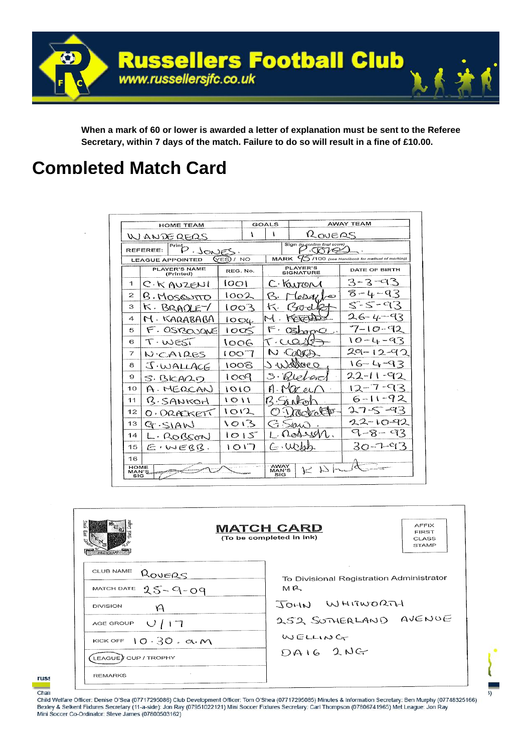**Russellers Football Club**
www.russellersjfc.co.uk

**When a mark of 60 or lower is awarded a letter of explanation must be sent to the Referee Secretary, within 7 days of the match. Failure to do so will result in a fine of £10.00.**

# Completed Match Card

| HOME TEAM | GOALS | | AWAY TEAM |
|---|---|---|---|
| WANDERERS | 1 | 1 | ROVERS |

REFEREE: Print P. JONES. — Sign (to confirm final score) P. JONES.

LEAGUE APPOINTED (YES) / NO — MARK 95 /100 (see Handbook for method of marking)

| | PLAYER'S NAME (Printed) | REG. No. | PLAYER'S SIGNATURE | DATE OF BIRTH |
|---|---|---|---|---|
| 1 | C. K AUZENI | 1001 | C. Kauzeni | 3-3-93 |
| 2 | B. MOSQUITO | 1002 | B. Mosquito | 8-4-93 |
| 3 | K. BRADLEY | 1003 | K. Bradley | 5-5-93 |
| 4 | M. KARABABA | 1004 | M. Karababa | 26-4-93 |
| 5 | F. OSBOURNE | 1005 | F. Osborne | 7-10-92 |
| 6 | T. WEST | 1006 | T. West | 10-4-93 |
| 7 | N. CAIRES | 1007 | N. Caires | 29-12-92 |
| 8 | J. WALLACE | 1008 | J. Wallace | 16-4-93 |
| 9 | S. BICARD | 1009 | S. Bicard | 22-11-92 |
| 10 | A. MERCAN | 1010 | A. Mercan | 12-7-93 |
| 11 | B. SANKOH | 1011 | B. Sankoh | 6-11-92 |
| 12 | O. DRACKETT | 1012 | O. Drackett | 27-5-93 |
| 13 | G. SIAW | 1013 | G. Siaw | 22-10-92 |
| 14 | L. ROBSON | 1015 | L. Robson | 9-8-93 |
| 15 | E. WEBB. | 1017 | E. Webb | 30-7-93 |
| 16 | | | | |

HOME MAN'S SIG — AWAY MAN'S SIG

**MATCH CARD**
(To be completed in ink)

AFFIX FIRST CLASS STAMP

| | |
|---|---|
| CLUB NAME | ROVERS |
| MATCH DATE | 25-9-09 |
| DIVISION | A |
| AGE GROUP | U/17 |
| KICK OFF | 10.30. a.m |
| (LEAGUE) / CUP / TROPHY | |
| REMARKS | |

To Divisional Registration Administrator
MR
JOHN WHITWORTH
252 SUTHERLAND AVENUE
WELLING
DA16 2NG

Child Welfare Officer: Denise O'Sea (07717295086) Club Development Officer: Tom O'Shea (07717295085) Minutes & Information Secretary: Ben Murphy (07748325166) Bexley & Selkent Fixtures Secretary (11-a-side): Jon Ray (07951022121) Mini Soccer Fixtures Secretary: Carl Thompson (07806741965) Met League: Jon Ray
Mini Soccer Co-Ordinator: Steve James (07800503162)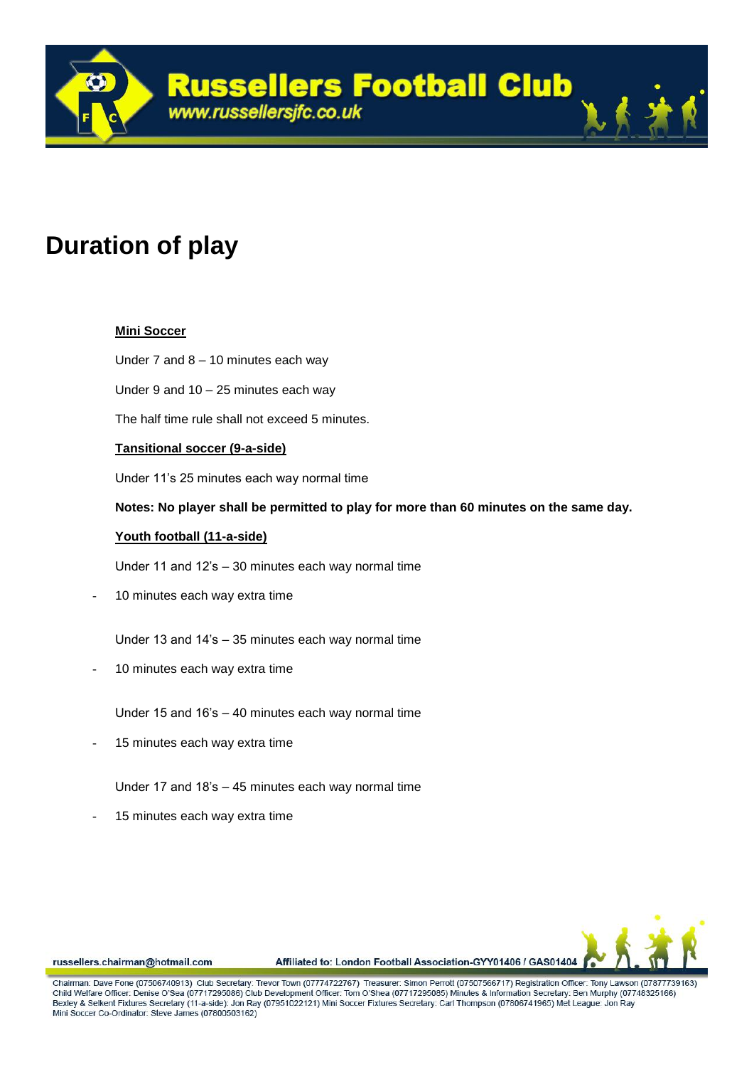# Duration of play

**Mini Soccer**

Under 7 and 8 – 10 minutes each way

Under 9 and 10 – 25 minutes each way

The half time rule shall not exceed 5 minutes.

**Tansitional soccer (9-a-side)**

Under 11's 25 minutes each way normal time

**Notes: No player shall be permitted to play for more than 60 minutes on the same day.**

**Youth football (11-a-side)**

Under 11 and 12's – 30 minutes each way normal time

- 10 minutes each way extra time

Under 13 and 14's – 35 minutes each way normal time

- 10 minutes each way extra time

Under 15 and 16's – 40 minutes each way normal time

- 15 minutes each way extra time

Under 17 and 18's – 45 minutes each way normal time

- 15 minutes each way extra time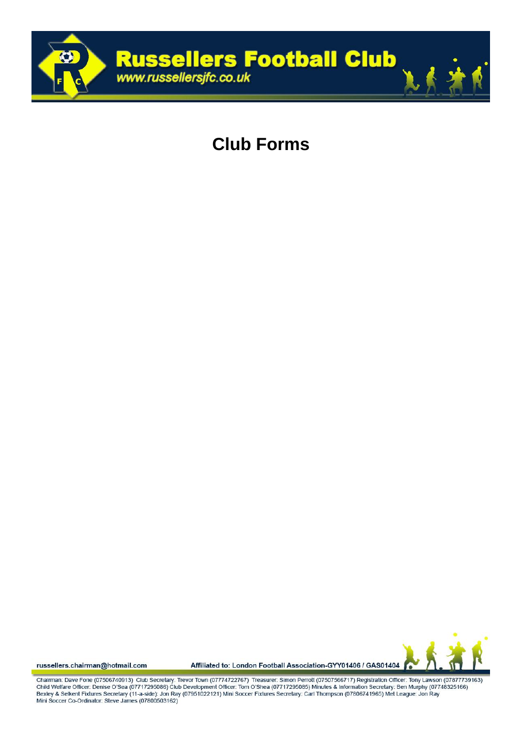# Club Forms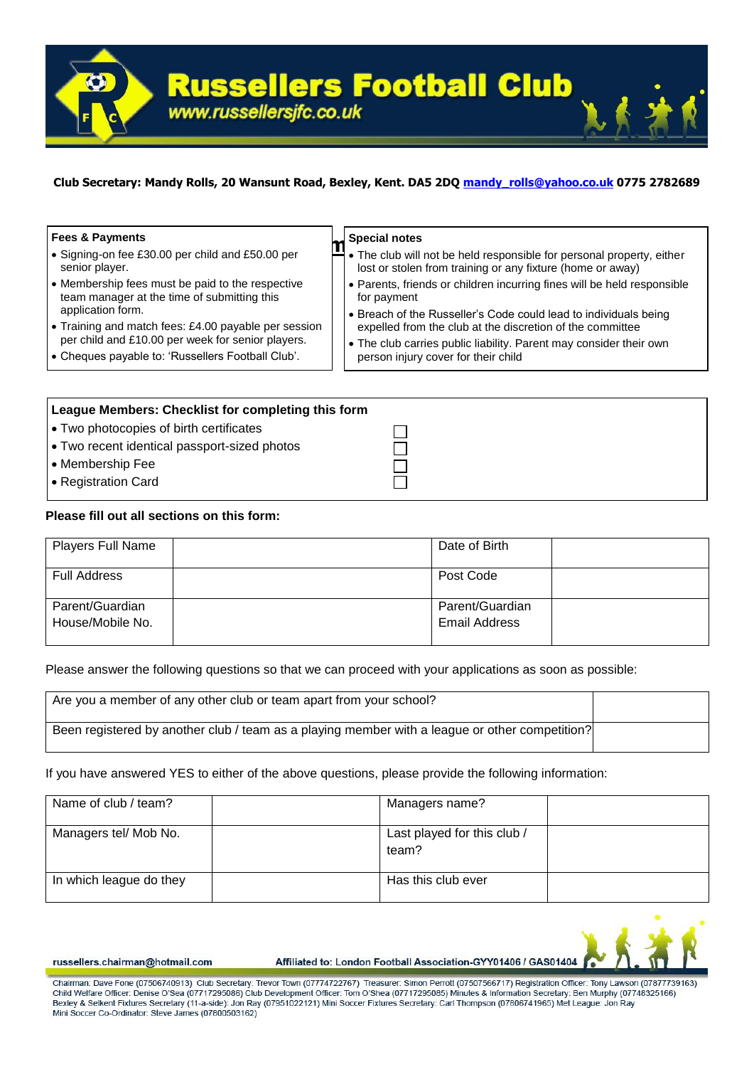# Russellers Football Club

www.russellersjfc.co.uk

**Club Secretary: Mandy Rolls, 20 Wansunt Road, Bexley, Kent. DA5 2DQ mandy_rolls@yahoo.co.uk 0775 2782689**

**Fees & Payments**

- Signing-on fee £30.00 per child and £50.00 per senior player.
- Membership fees must be paid to the respective team manager at the time of submitting this application form.
- Training and match fees: £4.00 payable per session per child and £10.00 per week for senior players.
- Cheques payable to: 'Russellers Football Club'.

**Special notes**

- The club will not be held responsible for personal property, either lost or stolen from training or any fixture (home or away)
- Parents, friends or children incurring fines will be held responsible for payment
- Breach of the Russeller's Code could lead to individuals being expelled from the club at the discretion of the committee
- The club carries public liability. Parent may consider their own person injury cover for their child

**League Members: Checklist for completing this form**

- Two photocopies of birth certificates ☐
- Two recent identical passport-sized photos ☐
- Membership Fee ☐
- Registration Card ☐

**Please fill out all sections on this form:**

| Players Full Name | | Date of Birth | |
|---|---|---|---|
| Full Address | | Post Code | |
| Parent/Guardian House/Mobile No. | | Parent/Guardian Email Address | |

Please answer the following questions so that we can proceed with your applications as soon as possible:

| Are you a member of any other club or team apart from your school? | |
|---|---|
| Been registered by another club / team as a playing member with a league or other competition? | |

If you have answered YES to either of the above questions, please provide the following information:

| Name of club / team? | | Managers name? | |
|---|---|---|---|
| Managers tel/ Mob No. | | Last played for this club / team? | |
| In which league do they | | Has this club ever | |

russellers.chairman@hotmail.com Affiliated to: London Football Association-GYY01406 / GAS01404

Chairman: Dave Fone (07506740913) Club Secretary: Trevor Town (07774722767) Treasurer: Simon Perrott (07507566717) Registration Officer: Tony Lawson (07877739163) Child Welfare Officer: Denise O'Sea (07717295086) Club Development Officer: Tom O'Shea (07717295085) Minutes & Information Secretary: Ben Murphy (07748325166) Bexley & Selkent Fixtures Secretary (11-a-side): Jon Ray (07951022121) Mini Soccer Fixtures Secretary: Carl Thompson (07806741965) Met League: Jon Ray Mini Soccer Co-Ordinator: Steve James (07800503162)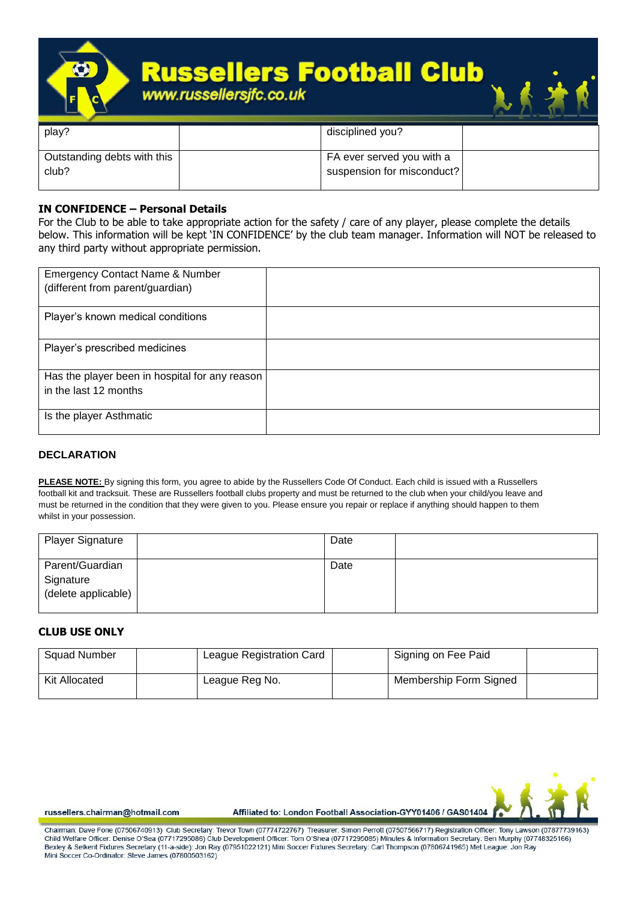| play? | | disciplined you? | |
|---|---|---|---|
| Outstanding debts with this club? | | FA ever served you with a suspension for misconduct? | |

**IN CONFIDENCE – Personal Details**

For the Club to be able to take appropriate action for the safety / care of any player, please complete the details below. This information will be kept 'IN CONFIDENCE' by the club team manager. Information will NOT be released to any third party without appropriate permission.

| Emergency Contact Name & Number (different from parent/guardian) | |
|---|---|
| Player's known medical conditions | |
| Player's prescribed medicines | |
| Has the player been in hospital for any reason in the last 12 months | |
| Is the player Asthmatic | |

**DECLARATION**

**PLEASE NOTE:** By signing this form, you agree to abide by the Russellers Code Of Conduct. Each child is issued with a Russellers football kit and tracksuit. These are Russellers football clubs property and must be returned to the club when your child/you leave and must be returned in the condition that they were given to you. Please ensure you repair or replace if anything should happen to them whilst in your possession.

| Player Signature | | Date | |
|---|---|---|---|
| Parent/Guardian Signature (delete applicable) | | Date | |

**CLUB USE ONLY**

| Squad Number | | League Registration Card | | Signing on Fee Paid | |
|---|---|---|---|---|---|
| Kit Allocated | | League Reg No. | | Membership Form Signed | |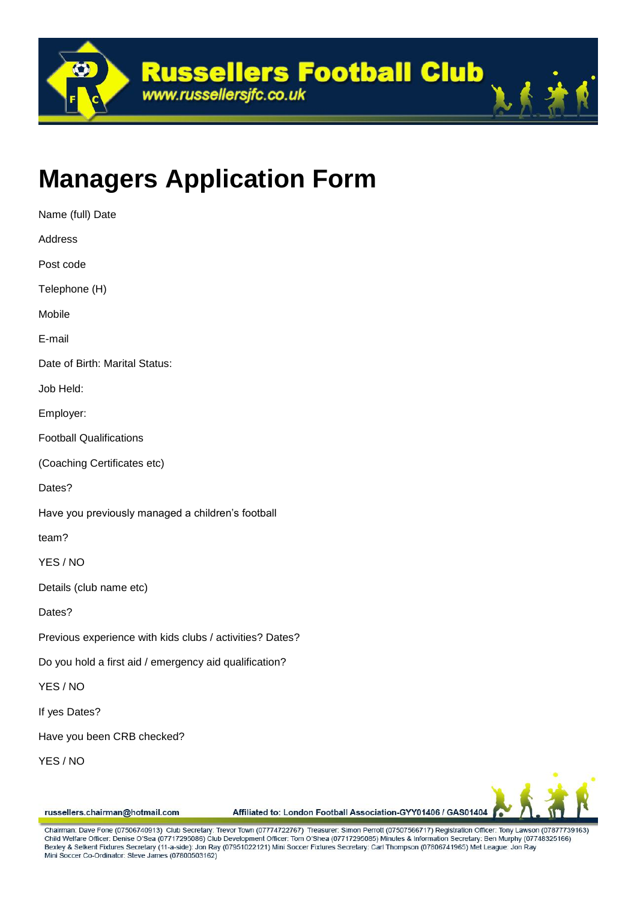# Managers Application Form

Name (full) Date

Address

Post code

Telephone (H)

Mobile

E-mail

Date of Birth: Marital Status:

Job Held:

Employer:

Football Qualifications

(Coaching Certificates etc)

Dates?

Have you previously managed a children's football

team?

YES / NO

Details (club name etc)

Dates?

Previous experience with kids clubs / activities? Dates?

Do you hold a first aid / emergency aid qualification?

YES / NO

If yes Dates?

Have you been CRB checked?

YES / NO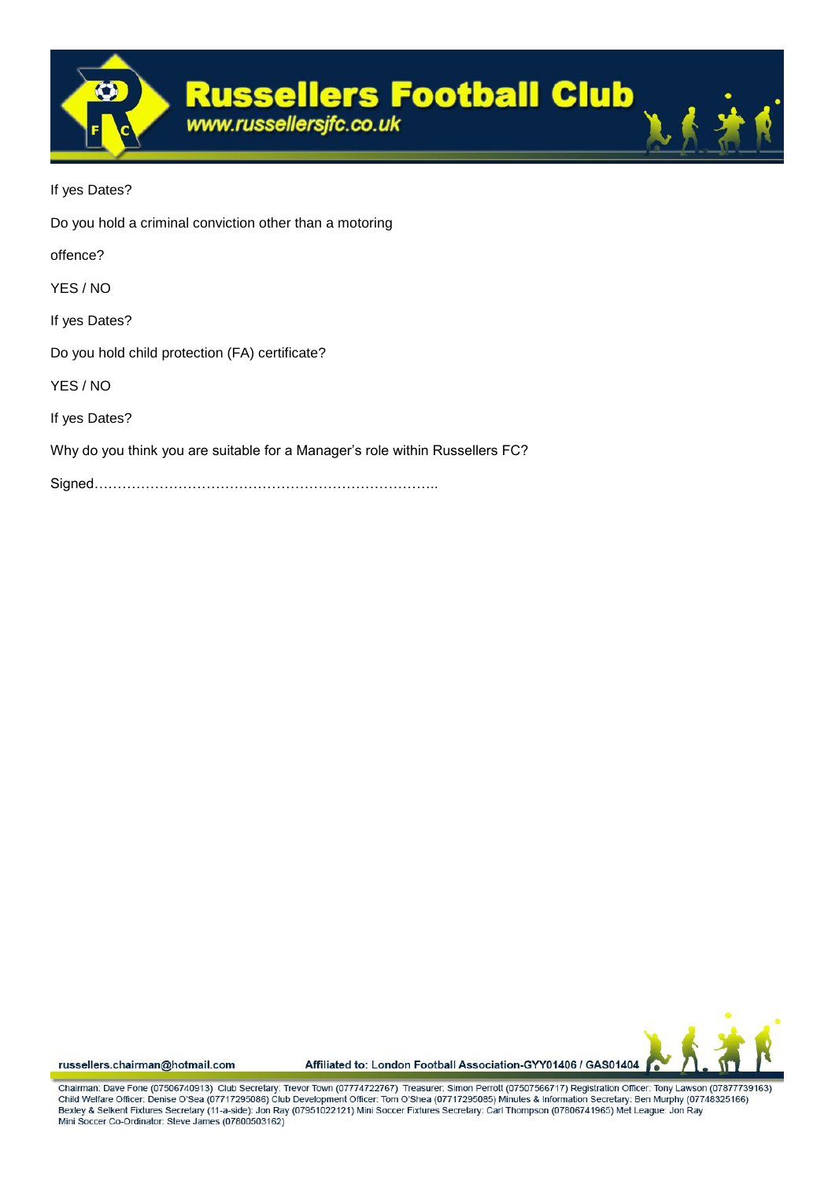If yes Dates?

Do you hold a criminal conviction other than a motoring

offence?

YES / NO

If yes Dates?

Do you hold child protection (FA) certificate?

YES / NO

If yes Dates?

Why do you think you are suitable for a Manager's role within Russellers FC?

Signed…………………………………………………………………..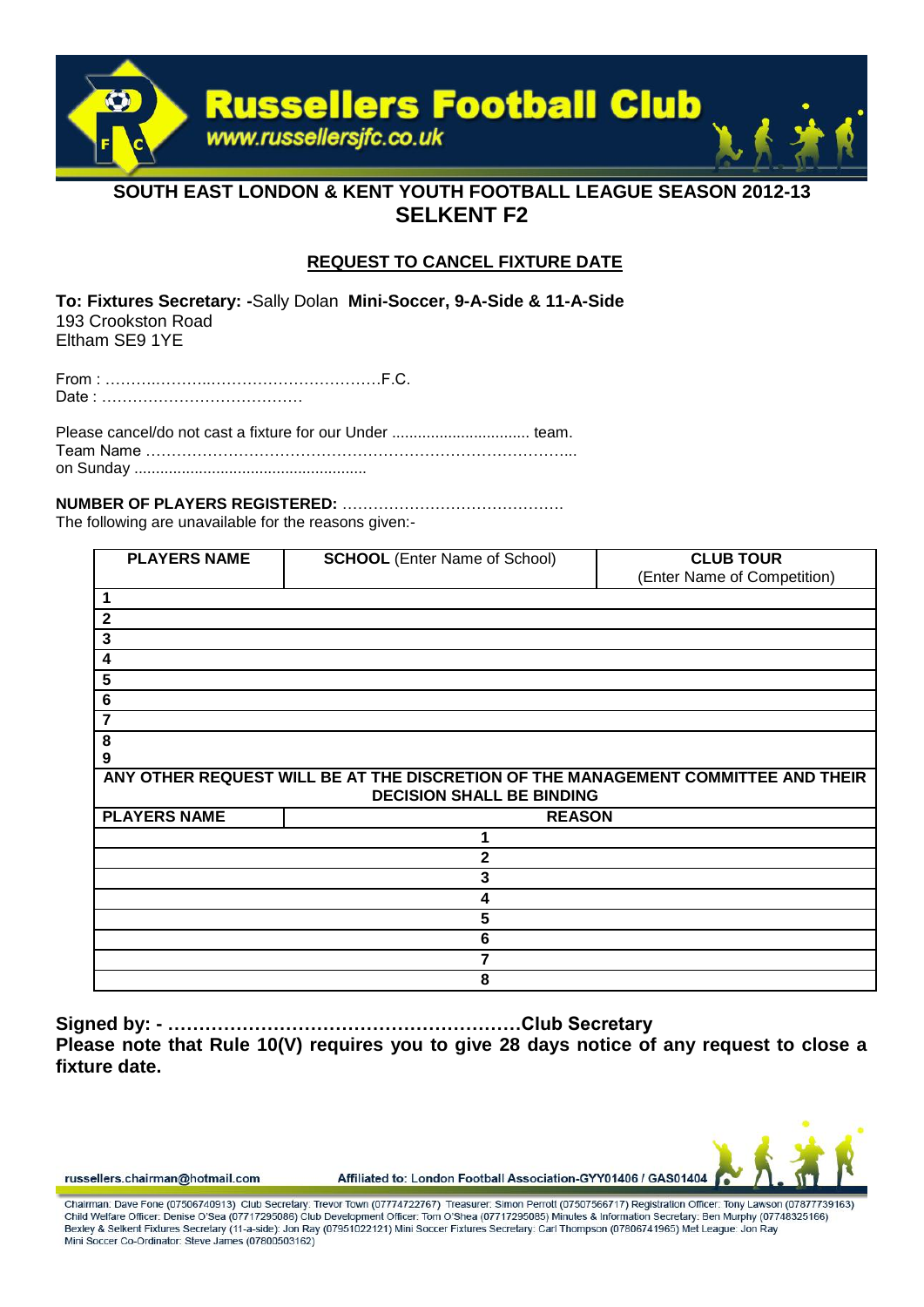# Russellers Football Club

www.russellersjfc.co.uk

## SOUTH EAST LONDON & KENT YOUTH FOOTBALL LEAGUE SEASON 2012-13
## SELKENT F2

### REQUEST TO CANCEL FIXTURE DATE

**To: Fixtures Secretary: -**Sally Dolan **Mini-Soccer, 9-A-Side & 11-A-Side**
193 Crookston Road
Eltham SE9 1YE

From : ……….………..……………………………F.C.
Date : …………………………………

Please cancel/do not cast a fixture for our Under ................................ team.
Team Name ……………………………………………………………………...
on Sunday ......................................................

**NUMBER OF PLAYERS REGISTERED:** …………………………………….
The following are unavailable for the reasons given:-

| **PLAYERS NAME** | **SCHOOL** (Enter Name of School) | **CLUB TOUR** (Enter Name of Competition) |
|---|---|---|
| 1 | | |
| 2 | | |
| 3 | | |
| 4 | | |
| 5 | | |
| 6 | | |
| 7 | | |
| 8 | | |
| 9 | | |

**ANY OTHER REQUEST WILL BE AT THE DISCRETION OF THE MANAGEMENT COMMITTEE AND THEIR DECISION SHALL BE BINDING**

| **PLAYERS NAME** | **REASON** |
|---|---|
| | 1 |
| | 2 |
| | 3 |
| | 4 |
| | 5 |
| | 6 |
| | 7 |
| | 8 |

**Signed by: - …………………………………………………Club Secretary**
**Please note that Rule 10(V) requires you to give 28 days notice of any request to close a fixture date.**

russellers.chairman@hotmail.com Affiliated to: London Football Association-GYY01406 / GAS01404

Chairman: Dave Fone (07506740913) Club Secretary: Trevor Town (07774722767) Treasurer: Simon Perrott (07507566717) Registration Officer: Tony Lawson (07877739163) Child Welfare Officer: Denise O'Sea (07717295086) Club Development Officer: Tom O'Shea (07717295085) Minutes & Information Secretary: Ben Murphy (07748325166) Bexley & Selkent Fixtures Secretary (11-a-side): Jon Ray (07951022121) Mini Soccer Fixtures Secretary: Carl Thompson (07806741965) Met League: Jon Ray Mini Soccer Co-Ordinator: Steve James (07800503162)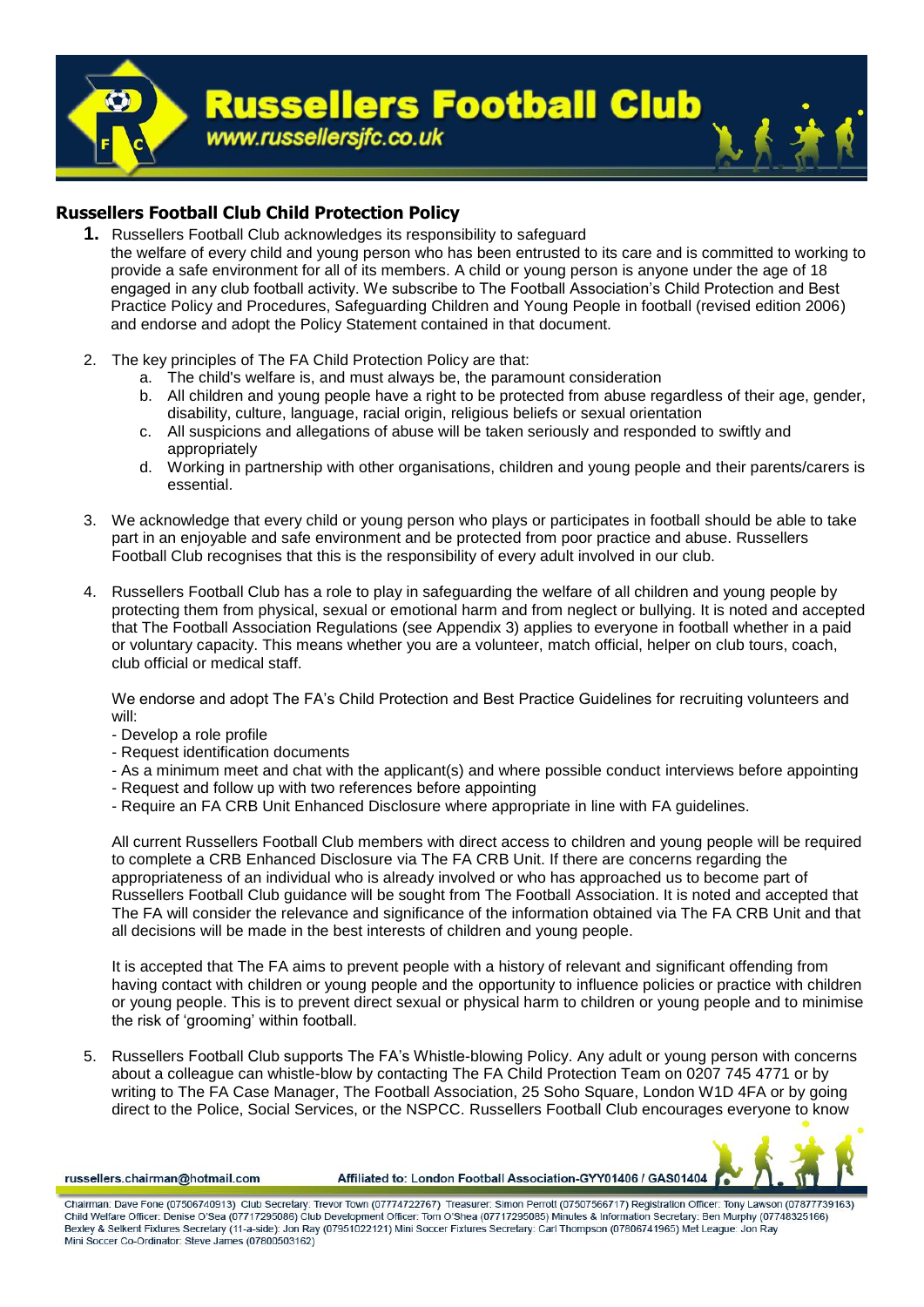## Russellers Football Club Child Protection Policy

1. Russellers Football Club acknowledges its responsibility to safeguard the welfare of every child and young person who has been entrusted to its care and is committed to working to provide a safe environment for all of its members. A child or young person is anyone under the age of 18 engaged in any club football activity. We subscribe to The Football Association's Child Protection and Best Practice Policy and Procedures, Safeguarding Children and Young People in football (revised edition 2006) and endorse and adopt the Policy Statement contained in that document.

2. The key principles of The FA Child Protection Policy are that:
   a. The child's welfare is, and must always be, the paramount consideration
   b. All children and young people have a right to be protected from abuse regardless of their age, gender, disability, culture, language, racial origin, religious beliefs or sexual orientation
   c. All suspicions and allegations of abuse will be taken seriously and responded to swiftly and appropriately
   d. Working in partnership with other organisations, children and young people and their parents/carers is essential.

3. We acknowledge that every child or young person who plays or participates in football should be able to take part in an enjoyable and safe environment and be protected from poor practice and abuse. Russellers Football Club recognises that this is the responsibility of every adult involved in our club.

4. Russellers Football Club has a role to play in safeguarding the welfare of all children and young people by protecting them from physical, sexual or emotional harm and from neglect or bullying. It is noted and accepted that The Football Association Regulations (see Appendix 3) applies to everyone in football whether in a paid or voluntary capacity. This means whether you are a volunteer, match official, helper on club tours, coach, club official or medical staff.

   We endorse and adopt The FA's Child Protection and Best Practice Guidelines for recruiting volunteers and will:
   - Develop a role profile
   - Request identification documents
   - As a minimum meet and chat with the applicant(s) and where possible conduct interviews before appointing
   - Request and follow up with two references before appointing
   - Require an FA CRB Unit Enhanced Disclosure where appropriate in line with FA guidelines.

   All current Russellers Football Club members with direct access to children and young people will be required to complete a CRB Enhanced Disclosure via The FA CRB Unit. If there are concerns regarding the appropriateness of an individual who is already involved or who has approached us to become part of Russellers Football Club guidance will be sought from The Football Association. It is noted and accepted that The FA will consider the relevance and significance of the information obtained via The FA CRB Unit and that all decisions will be made in the best interests of children and young people.

   It is accepted that The FA aims to prevent people with a history of relevant and significant offending from having contact with children or young people and the opportunity to influence policies or practice with children or young people. This is to prevent direct sexual or physical harm to children or young people and to minimise the risk of 'grooming' within football.

5. Russellers Football Club supports The FA's Whistle-blowing Policy. Any adult or young person with concerns about a colleague can whistle-blow by contacting The FA Child Protection Team on 0207 745 4771 or by writing to The FA Case Manager, The Football Association, 25 Soho Square, London W1D 4FA or by going direct to the Police, Social Services, or the NSPCC. Russellers Football Club encourages everyone to know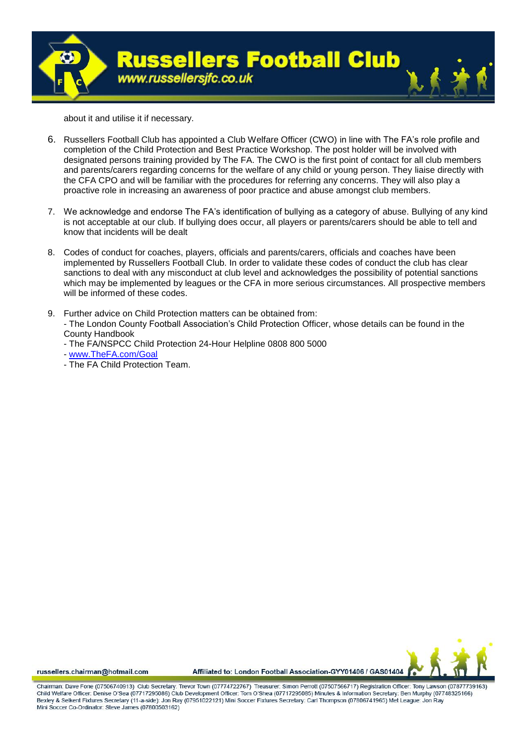about it and utilise it if necessary.

6. Russellers Football Club has appointed a Club Welfare Officer (CWO) in line with The FA's role profile and completion of the Child Protection and Best Practice Workshop. The post holder will be involved with designated persons training provided by The FA. The CWO is the first point of contact for all club members and parents/carers regarding concerns for the welfare of any child or young person. They liaise directly with the CFA CPO and will be familiar with the procedures for referring any concerns. They will also play a proactive role in increasing an awareness of poor practice and abuse amongst club members.

7. We acknowledge and endorse The FA's identification of bullying as a category of abuse. Bullying of any kind is not acceptable at our club. If bullying does occur, all players or parents/carers should be able to tell and know that incidents will be dealt

8. Codes of conduct for coaches, players, officials and parents/carers, officials and coaches have been implemented by Russellers Football Club. In order to validate these codes of conduct the club has clear sanctions to deal with any misconduct at club level and acknowledges the possibility of potential sanctions which may be implemented by leagues or the CFA in more serious circumstances. All prospective members will be informed of these codes.

9. Further advice on Child Protection matters can be obtained from:
   - The London County Football Association's Child Protection Officer, whose details can be found in the County Handbook
   - The FA/NSPCC Child Protection 24-Hour Helpline 0808 800 5000
   - [www.TheFA.com/Goal](http://www.TheFA.com/Goal)
   - The FA Child Protection Team.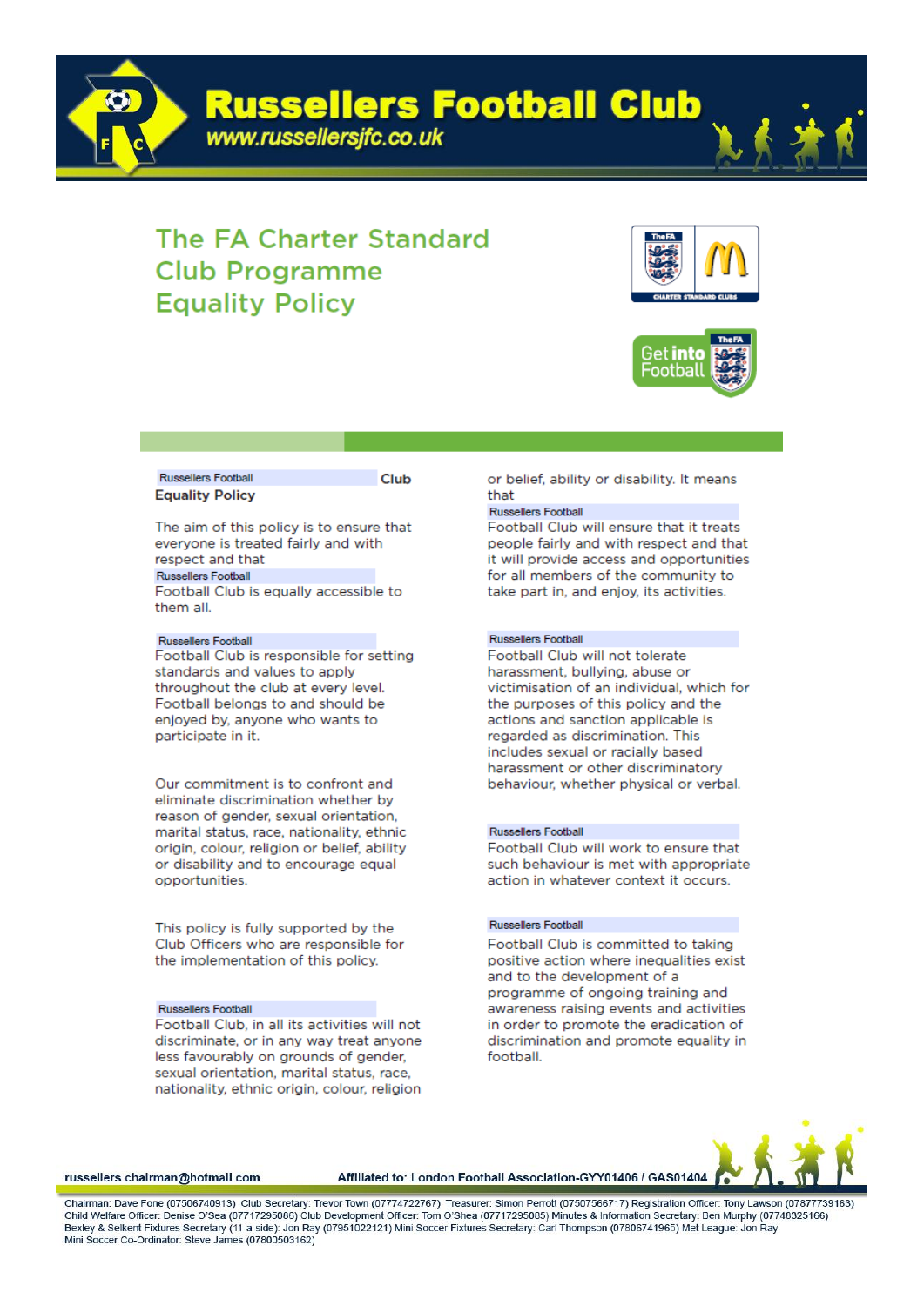# Russellers Football Club

www.russellersjfc.co.uk

## The FA Charter Standard Club Programme Equality Policy

**Russellers Football Club Equality Policy**

The aim of this policy is to ensure that everyone is treated fairly and with respect and that Russellers Football Club is equally accessible to them all.

Russellers Football Club is responsible for setting standards and values to apply throughout the club at every level. Football belongs to and should be enjoyed by, anyone who wants to participate in it.

Our commitment is to confront and eliminate discrimination whether by reason of gender, sexual orientation, marital status, race, nationality, ethnic origin, colour, religion or belief, ability or disability and to encourage equal opportunities.

This policy is fully supported by the Club Officers who are responsible for the implementation of this policy.

Russellers Football Club, in all its activities will not discriminate, or in any way treat anyone less favourably on grounds of gender, sexual orientation, marital status, race, nationality, ethnic origin, colour, religion or belief, ability or disability. It means that Russellers Football Club will ensure that it treats people fairly and with respect and that it will provide access and opportunities for all members of the community to take part in, and enjoy, its activities.

Russellers Football Club will not tolerate harassment, bullying, abuse or victimisation of an individual, which for the purposes of this policy and the actions and sanction applicable is regarded as discrimination. This includes sexual or racially based harassment or other discriminatory behaviour, whether physical or verbal.

Russellers Football Club will work to ensure that such behaviour is met with appropriate action in whatever context it occurs.

Russellers Football Club is committed to taking positive action where inequalities exist and to the development of a programme of ongoing training and awareness raising events and activities in order to promote the eradication of discrimination and promote equality in football.

russellers.chairman@hotmail.com — Affiliated to: London Football Association-GYY01406 / GAS01404

Chairman: Dave Fone (07506740913) Club Secretary: Trevor Town (07774722767) Treasurer: Simon Perrott (07507566717) Registration Officer: Tony Lawson (07877739163) Child Welfare Officer: Denise O'Sea (07717295086) Club Development Officer: Tom O'Shea (07717295085) Minutes & Information Secretary: Ben Murphy (07748325166) Bexley & Selkent Fixtures Secretary (11-a-side): Jon Ray (07951022121) Mini Soccer Fixtures Secretary: Carl Thompson (07806741965) Met League: Jon Ray Mini Soccer Co-Ordinator: Steve James (07800503162)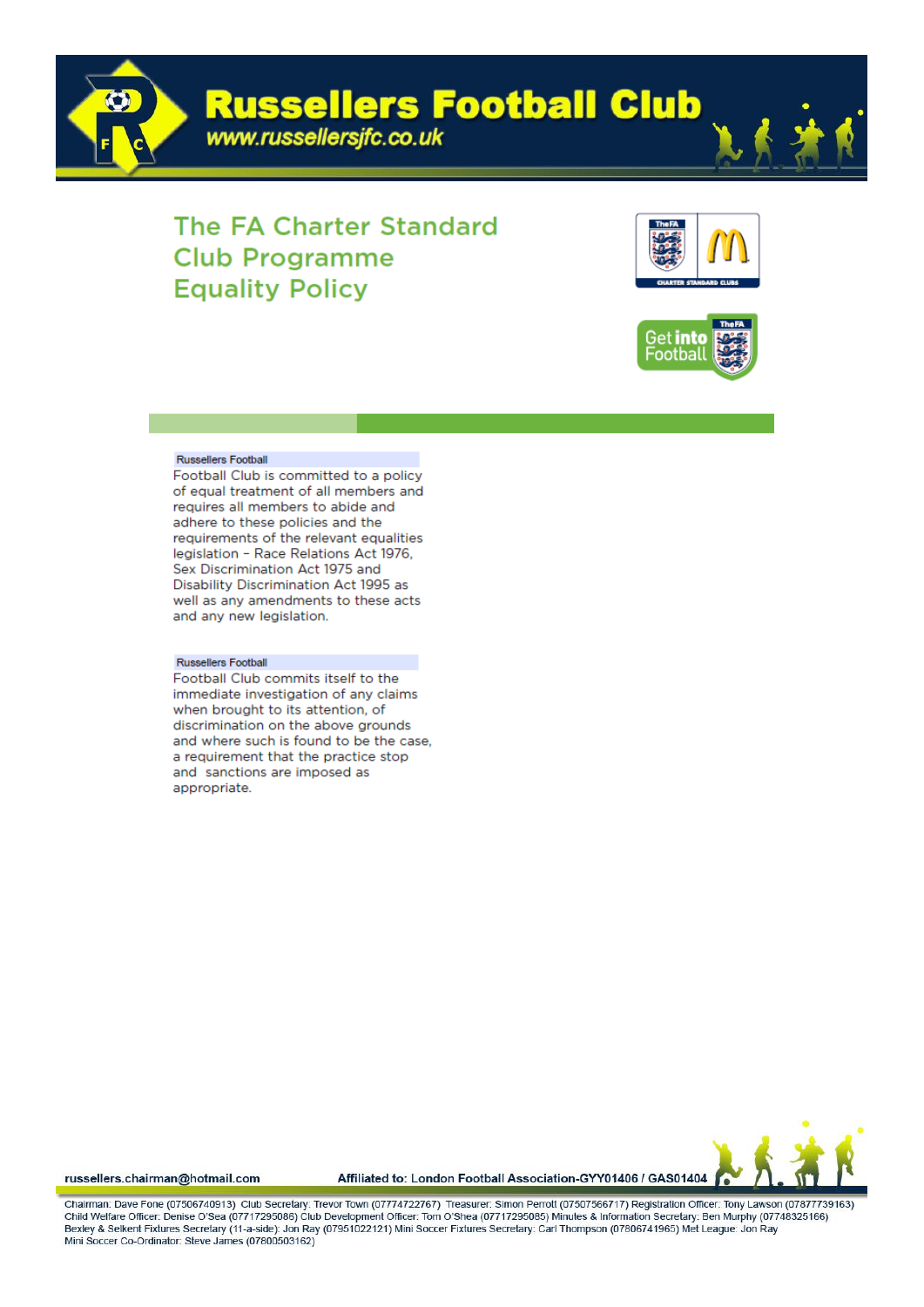# Russellers Football Club

www.russellersjfc.co.uk

## The FA Charter Standard Club Programme Equality Policy

Russellers Football Football Club is committed to a policy of equal treatment of all members and requires all members to abide and adhere to these policies and the requirements of the relevant equalities legislation – Race Relations Act 1976, Sex Discrimination Act 1975 and Disability Discrimination Act 1995 as well as any amendments to these acts and any new legislation.

Russellers Football Football Club commits itself to the immediate investigation of any claims when brought to its attention, of discrimination on the above grounds and where such is found to be the case, a requirement that the practice stop and sanctions are imposed as appropriate.

russellers.chairman@hotmail.com

Affiliated to: London Football Association-GYY01406 / GAS01404

Chairman: Dave Fone (07506740913) Club Secretary: Trevor Town (07774722767) Treasurer: Simon Perrott (07507566717) Registration Officer: Tony Lawson (07877739163) Child Welfare Officer: Denise O'Sea (07717295086) Club Development Officer: Tom O'Shea (07717295085) Minutes & Information Secretary: Ben Murphy (07748325166) Bexley & Selkent Fixtures Secretary (11-a-side): Jon Ray (07951022121) Mini Soccer Fixtures Secretary: Carl Thompson (07806741965) Met League: Jon Ray Mini Soccer Co-Ordinator: Steve James (07800503162)